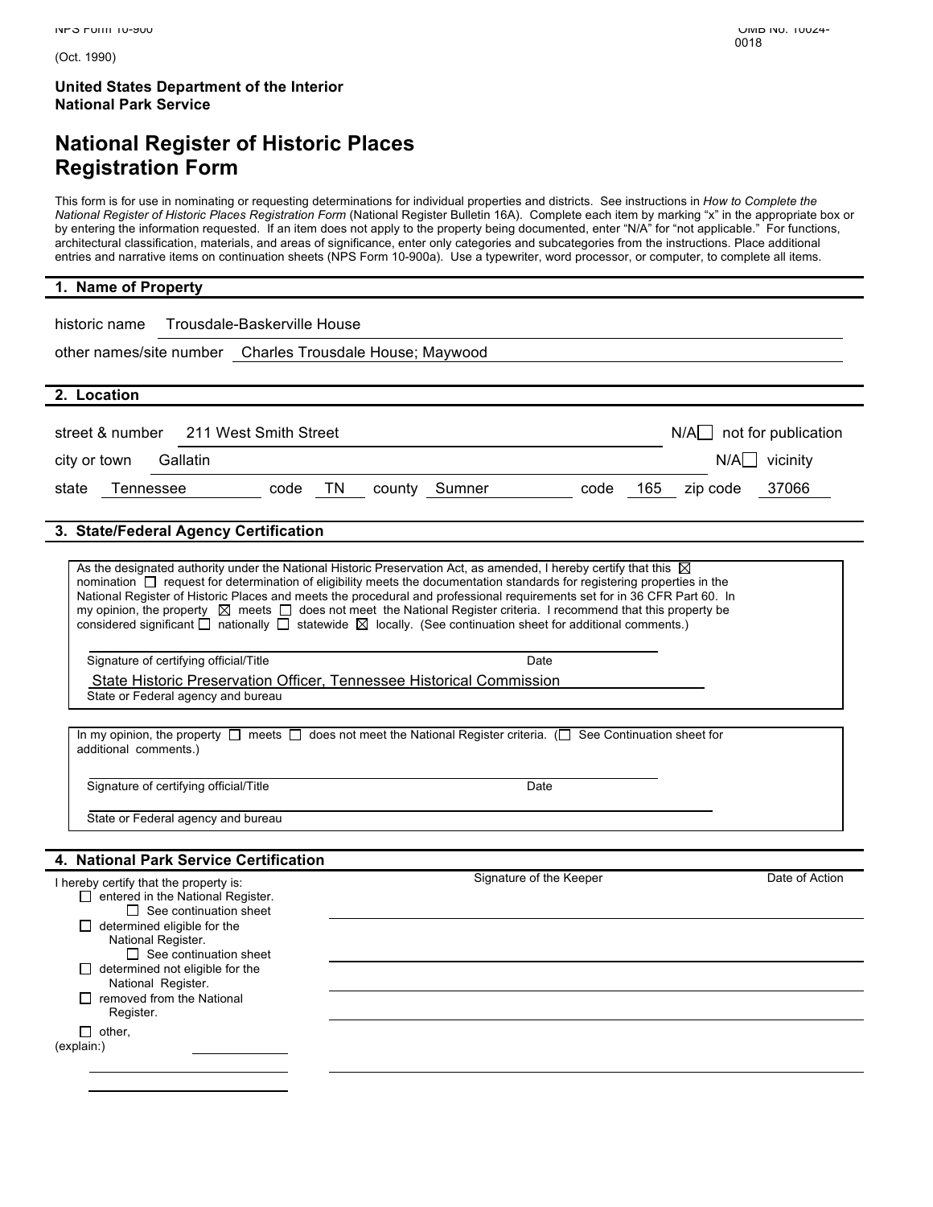NPS Form 10-900

(Oct. 1990)

OMB No. 10024-0018

**United States Department of the Interior**
**National Park Service**

# National Register of Historic Places Registration Form

This form is for use in nominating or requesting determinations for individual properties and districts. See instructions in *How to Complete the National Register of Historic Places Registration Form* (National Register Bulletin 16A). Complete each item by marking "x" in the appropriate box or by entering the information requested. If an item does not apply to the property being documented, enter "N/A" for "not applicable." For functions, architectural classification, materials, and areas of significance, enter only categories and subcategories from the instructions. Place additional entries and narrative items on continuation sheets (NPS Form 10-900a). Use a typewriter, word processor, or computer, to complete all items.

## 1. Name of Property

historic name Trousdale-Baskerville House

other names/site number Charles Trousdale House; Maywood

## 2. Location

street & number 211 West Smith Street — N/A ☐ not for publication

city or town Gallatin — N/A ☐ vicinity

state Tennessee code TN county Sumner code 165 zip code 37066

## 3. State/Federal Agency Certification

As the designated authority under the National Historic Preservation Act, as amended, I hereby certify that this ☒ nomination ☐ request for determination of eligibility meets the documentation standards for registering properties in the National Register of Historic Places and meets the procedural and professional requirements set for in 36 CFR Part 60. In my opinion, the property ☒ meets ☐ does not meet the National Register criteria. I recommend that this property be considered significant ☐ nationally ☐ statewide ☒ locally. (See continuation sheet for additional comments.)

Signature of certifying official/Title — Date

State Historic Preservation Officer, Tennessee Historical Commission
State or Federal agency and bureau

In my opinion, the property ☐ meets ☐ does not meet the National Register criteria. (☐ See Continuation sheet for additional comments.)

Signature of certifying official/Title — Date

State or Federal agency and bureau

## 4. National Park Service Certification

I hereby certify that the property is: — Signature of the Keeper — Date of Action

☐ entered in the National Register.
  ☐ See continuation sheet

☐ determined eligible for the National Register.
  ☐ See continuation sheet

☐ determined not eligible for the National Register.

☐ removed from the National Register.

☐ other,
(explain:)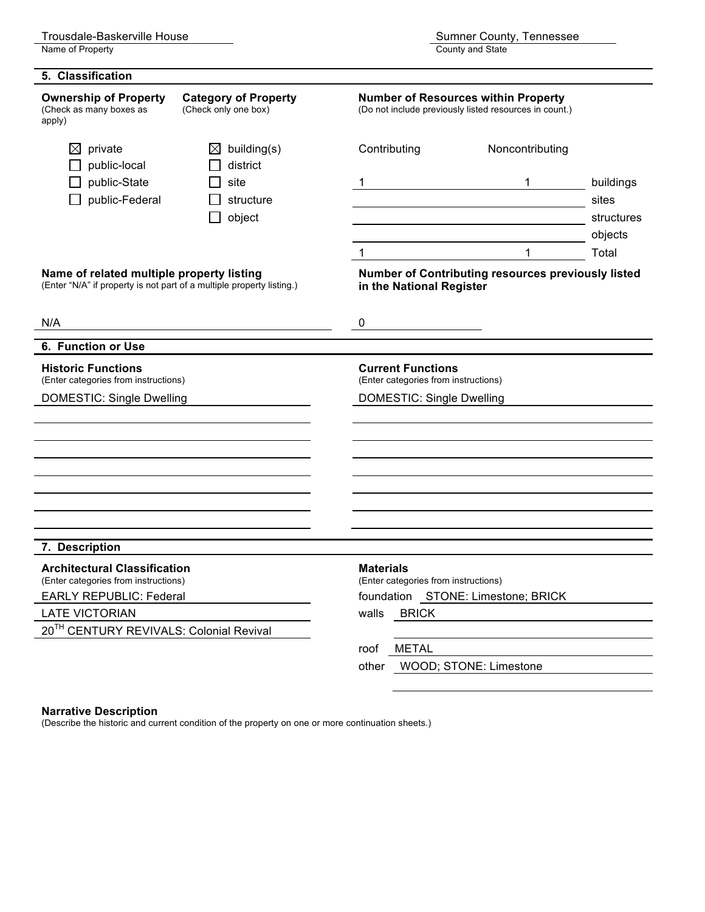Trousdale-Baskerville House
Name of Property

Sumner County, Tennessee
County and State

## 5. Classification

**Ownership of Property**
(Check as many boxes as apply)

- ☒ private
- ☐ public-local
- ☐ public-State
- ☐ public-Federal

**Category of Property**
(Check only one box)

- ☒ building(s)
- ☐ district
- ☐ site
- ☐ structure
- ☐ object

**Number of Resources within Property**
(Do not include previously listed resources in count.)

| Contributing | Noncontributing | |
|---|---|---|
| 1 | 1 | buildings |
| | | sites |
| | | structures |
| | | objects |
| 1 | 1 | Total |

**Name of related multiple property listing**
(Enter "N/A" if property is not part of a multiple property listing.)

N/A

**Number of Contributing resources previously listed in the National Register**

0

## 6. Function or Use

**Historic Functions**
(Enter categories from instructions)

DOMESTIC: Single Dwelling

**Current Functions**
(Enter categories from instructions)

DOMESTIC: Single Dwelling

## 7. Description

**Architectural Classification**
(Enter categories from instructions)

EARLY REPUBLIC: Federal
LATE VICTORIAN
20TH CENTURY REVIVALS: Colonial Revival

**Materials**
(Enter categories from instructions)

foundation STONE: Limestone; BRICK
walls BRICK

roof METAL
other WOOD; STONE: Limestone

**Narrative Description**
(Describe the historic and current condition of the property on one or more continuation sheets.)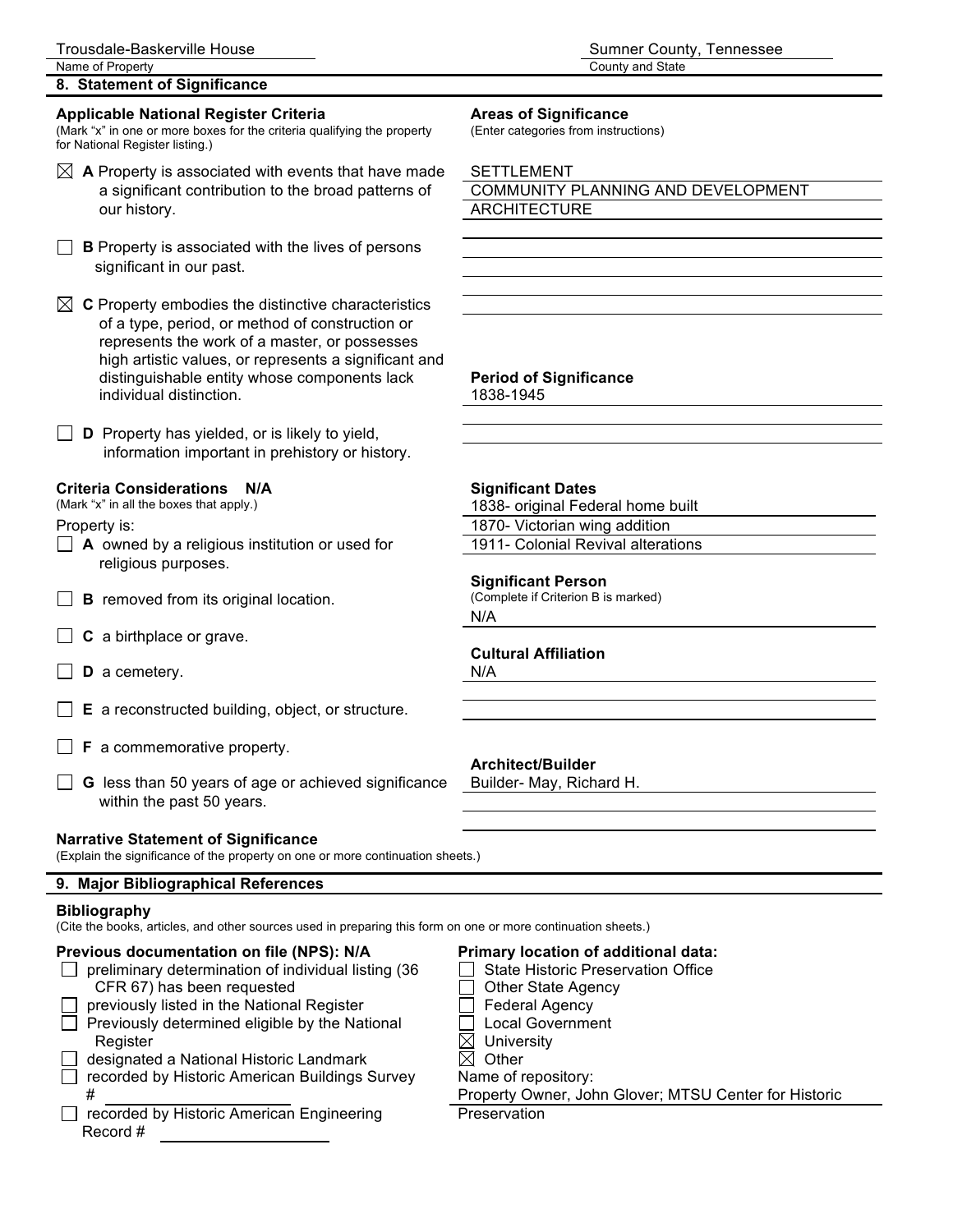Trousdale-Baskerville House
Name of Property

Sumner County, Tennessee
County and State

## 8. Statement of Significance

### Applicable National Register Criteria
(Mark "x" in one or more boxes for the criteria qualifying the property for National Register listing.)

- ☒ **A** Property is associated with events that have made a significant contribution to the broad patterns of our history.
- ☐ **B** Property is associated with the lives of persons significant in our past.
- ☒ **C** Property embodies the distinctive characteristics of a type, period, or method of construction or represents the work of a master, or possesses high artistic values, or represents a significant and distinguishable entity whose components lack individual distinction.
- ☐ **D** Property has yielded, or is likely to yield, information important in prehistory or history.

### Areas of Significance
(Enter categories from instructions)

SETTLEMENT
COMMUNITY PLANNING AND DEVELOPMENT
ARCHITECTURE

### Period of Significance
1838-1945

### Criteria Considerations N/A
(Mark "x" in all the boxes that apply.)

Property is:

- ☐ **A** owned by a religious institution or used for religious purposes.
- ☐ **B** removed from its original location.
- ☐ **C** a birthplace or grave.
- ☐ **D** a cemetery.
- ☐ **E** a reconstructed building, object, or structure.
- ☐ **F** a commemorative property.
- ☐ **G** less than 50 years of age or achieved significance within the past 50 years.

### Significant Dates
1838- original Federal home built
1870- Victorian wing addition
1911- Colonial Revival alterations

### Significant Person
(Complete if Criterion B is marked)

N/A

### Cultural Affiliation
N/A

### Architect/Builder
Builder- May, Richard H.

### Narrative Statement of Significance
(Explain the significance of the property on one or more continuation sheets.)

## 9. Major Bibliographical References

### Bibliography
(Cite the books, articles, and other sources used in preparing this form on one or more continuation sheets.)

### Previous documentation on file (NPS): N/A

- ☐ preliminary determination of individual listing (36 CFR 67) has been requested
- ☐ previously listed in the National Register
- ☐ Previously determined eligible by the National Register
- ☐ designated a National Historic Landmark
- ☐ recorded by Historic American Buildings Survey #
- ☐ recorded by Historic American Engineering Record #

### Primary location of additional data:

- ☐ State Historic Preservation Office
- ☐ Other State Agency
- ☐ Federal Agency
- ☐ Local Government
- ☒ University
- ☒ Other

Name of repository:
Property Owner, John Glover; MTSU Center for Historic Preservation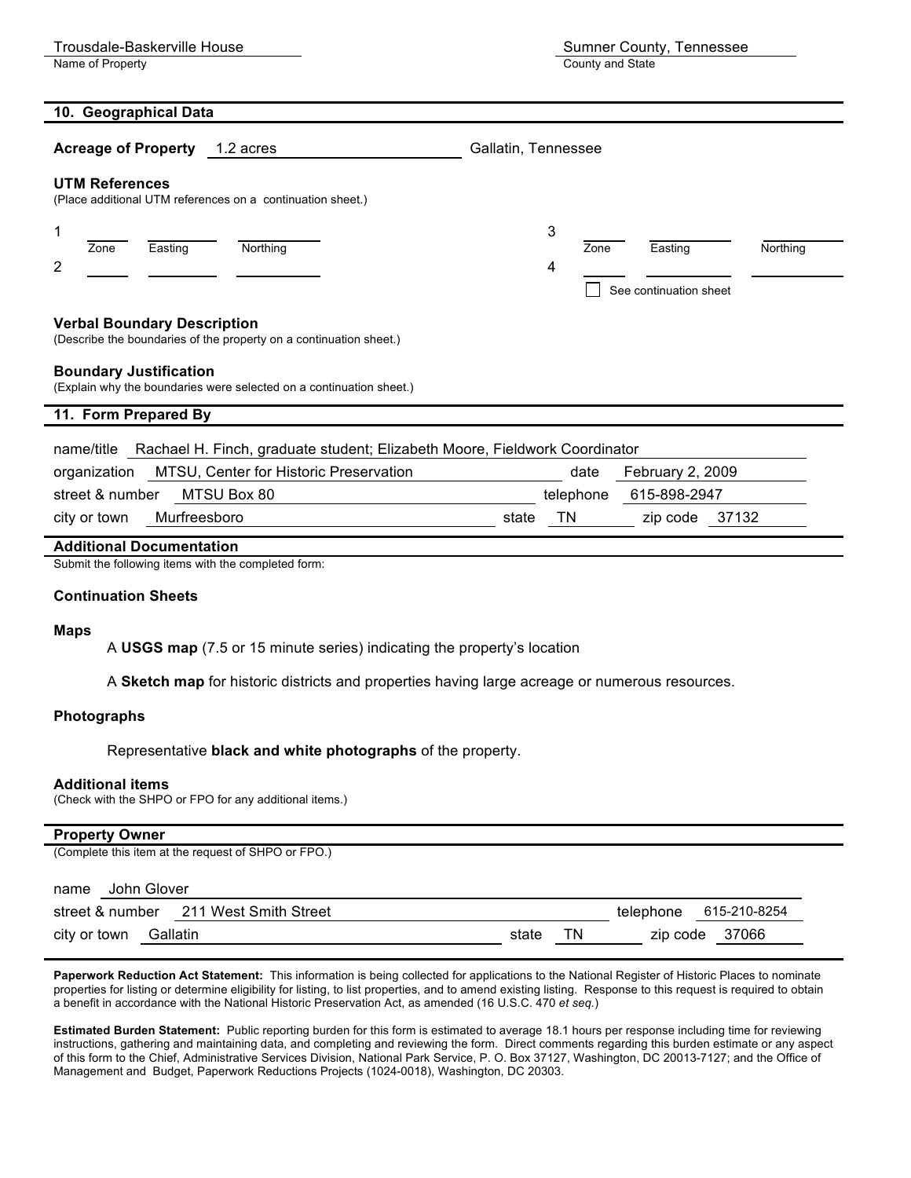Trousdale-Baskerville House — Name of Property

Sumner County, Tennessee — County and State

## 10. Geographical Data

**Acreage of Property** 1.2 acres — Gallatin, Tennessee

**UTM References**
(Place additional UTM references on a continuation sheet.)

| | Zone | Easting | Northing | | Zone | Easting | Northing |
|---|---|---|---|---|---|---|---|
| 1 | | | | 3 | | | |
| 2 | | | | 4 | | | |

☐ See continuation sheet

**Verbal Boundary Description**
(Describe the boundaries of the property on a continuation sheet.)

**Boundary Justification**
(Explain why the boundaries were selected on a continuation sheet.)

## 11. Form Prepared By

name/title: Rachael H. Finch, graduate student; Elizabeth Moore, Fieldwork Coordinator

organization: MTSU, Center for Historic Preservation — date: February 2, 2009

street & number: MTSU Box 80 — telephone: 615-898-2947

city or town: Murfreesboro — state: TN — zip code: 37132

## Additional Documentation

Submit the following items with the completed form:

**Continuation Sheets**

**Maps**

A **USGS map** (7.5 or 15 minute series) indicating the property's location

A **Sketch map** for historic districts and properties having large acreage or numerous resources.

**Photographs**

Representative **black and white photographs** of the property.

**Additional items**
(Check with the SHPO or FPO for any additional items.)

## Property Owner

(Complete this item at the request of SHPO or FPO.)

name: John Glover

street & number: 211 West Smith Street — telephone: 615-210-8254

city or town: Gallatin — state: TN — zip code: 37066

**Paperwork Reduction Act Statement:** This information is being collected for applications to the National Register of Historic Places to nominate properties for listing or determine eligibility for listing, to list properties, and to amend existing listing. Response to this request is required to obtain a benefit in accordance with the National Historic Preservation Act, as amended (16 U.S.C. 470 *et seq.*)

**Estimated Burden Statement:** Public reporting burden for this form is estimated to average 18.1 hours per response including time for reviewing instructions, gathering and maintaining data, and completing and reviewing the form. Direct comments regarding this burden estimate or any aspect of this form to the Chief, Administrative Services Division, National Park Service, P. O. Box 37127, Washington, DC 20013-7127; and the Office of Management and Budget, Paperwork Reductions Projects (1024-0018), Washington, DC 20303.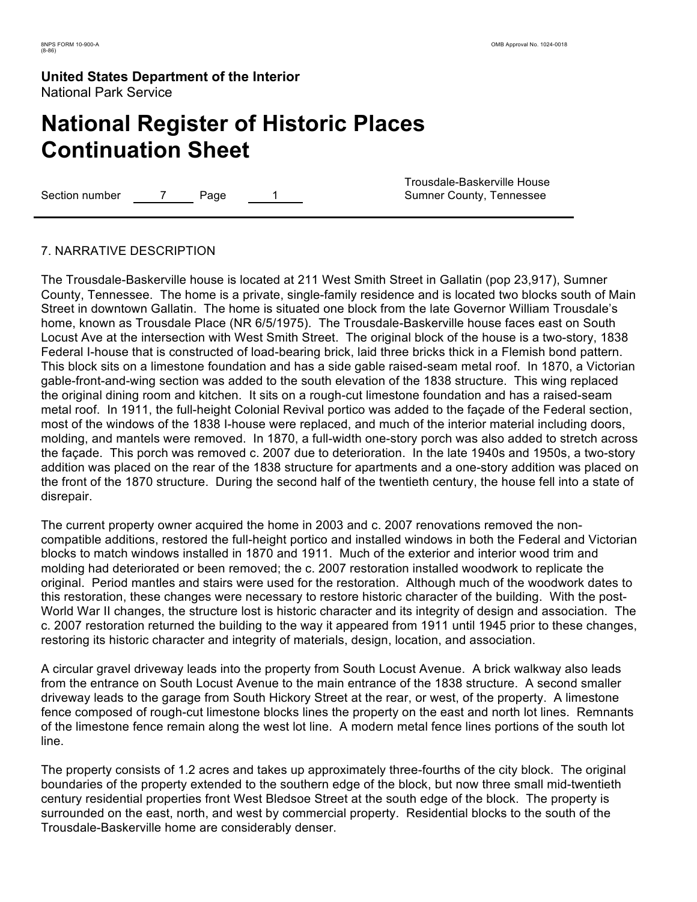**United States Department of the Interior**
National Park Service

# National Register of Historic Places Continuation Sheet

Section number 7 Page 1

Trousdale-Baskerville House
Sumner County, Tennessee

## 7. NARRATIVE DESCRIPTION

The Trousdale-Baskerville house is located at 211 West Smith Street in Gallatin (pop 23,917), Sumner County, Tennessee. The home is a private, single-family residence and is located two blocks south of Main Street in downtown Gallatin. The home is situated one block from the late Governor William Trousdale's home, known as Trousdale Place (NR 6/5/1975). The Trousdale-Baskerville house faces east on South Locust Ave at the intersection with West Smith Street. The original block of the house is a two-story, 1838 Federal I-house that is constructed of load-bearing brick, laid three bricks thick in a Flemish bond pattern. This block sits on a limestone foundation and has a side gable raised-seam metal roof. In 1870, a Victorian gable-front-and-wing section was added to the south elevation of the 1838 structure. This wing replaced the original dining room and kitchen. It sits on a rough-cut limestone foundation and has a raised-seam metal roof. In 1911, the full-height Colonial Revival portico was added to the façade of the Federal section, most of the windows of the 1838 I-house were replaced, and much of the interior material including doors, molding, and mantels were removed. In 1870, a full-width one-story porch was also added to stretch across the façade. This porch was removed c. 2007 due to deterioration. In the late 1940s and 1950s, a two-story addition was placed on the rear of the 1838 structure for apartments and a one-story addition was placed on the front of the 1870 structure. During the second half of the twentieth century, the house fell into a state of disrepair.

The current property owner acquired the home in 2003 and c. 2007 renovations removed the non-compatible additions, restored the full-height portico and installed windows in both the Federal and Victorian blocks to match windows installed in 1870 and 1911. Much of the exterior and interior wood trim and molding had deteriorated or been removed; the c. 2007 restoration installed woodwork to replicate the original. Period mantles and stairs were used for the restoration. Although much of the woodwork dates to this restoration, these changes were necessary to restore historic character of the building. With the post-World War II changes, the structure lost is historic character and its integrity of design and association. The c. 2007 restoration returned the building to the way it appeared from 1911 until 1945 prior to these changes, restoring its historic character and integrity of materials, design, location, and association.

A circular gravel driveway leads into the property from South Locust Avenue. A brick walkway also leads from the entrance on South Locust Avenue to the main entrance of the 1838 structure. A second smaller driveway leads to the garage from South Hickory Street at the rear, or west, of the property. A limestone fence composed of rough-cut limestone blocks lines the property on the east and north lot lines. Remnants of the limestone fence remain along the west lot line. A modern metal fence lines portions of the south lot line.

The property consists of 1.2 acres and takes up approximately three-fourths of the city block. The original boundaries of the property extended to the southern edge of the block, but now three small mid-twentieth century residential properties front West Bledsoe Street at the south edge of the block. The property is surrounded on the east, north, and west by commercial property. Residential blocks to the south of the Trousdale-Baskerville home are considerably denser.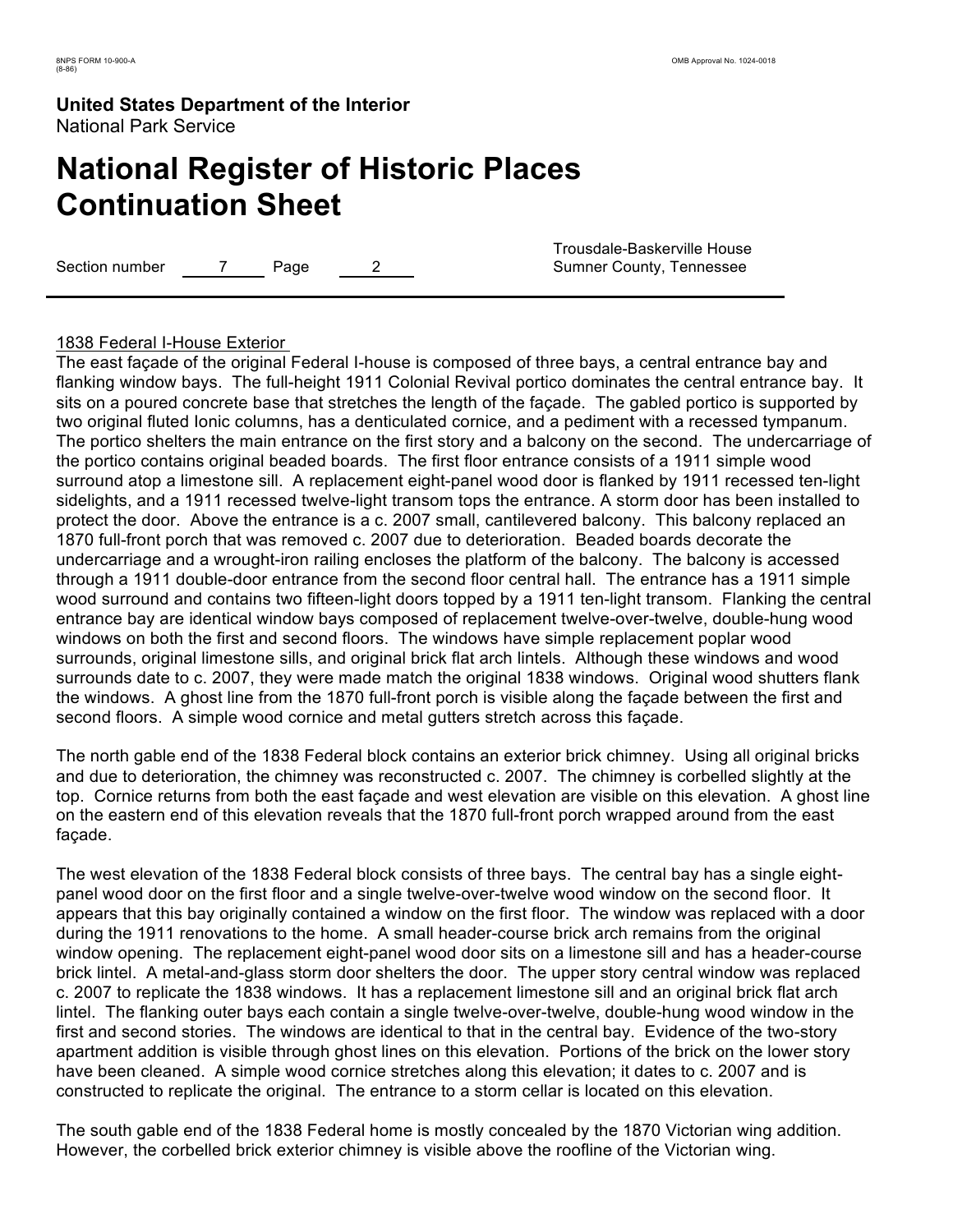1838 Federal I-House Exterior

The east façade of the original Federal I-house is composed of three bays, a central entrance bay and flanking window bays. The full-height 1911 Colonial Revival portico dominates the central entrance bay. It sits on a poured concrete base that stretches the length of the façade. The gabled portico is supported by two original fluted Ionic columns, has a denticulated cornice, and a pediment with a recessed tympanum. The portico shelters the main entrance on the first story and a balcony on the second. The undercarriage of the portico contains original beaded boards. The first floor entrance consists of a 1911 simple wood surround atop a limestone sill. A replacement eight-panel wood door is flanked by 1911 recessed ten-light sidelights, and a 1911 recessed twelve-light transom tops the entrance. A storm door has been installed to protect the door. Above the entrance is a c. 2007 small, cantilevered balcony. This balcony replaced an 1870 full-front porch that was removed c. 2007 due to deterioration. Beaded boards decorate the undercarriage and a wrought-iron railing encloses the platform of the balcony. The balcony is accessed through a 1911 double-door entrance from the second floor central hall. The entrance has a 1911 simple wood surround and contains two fifteen-light doors topped by a 1911 ten-light transom. Flanking the central entrance bay are identical window bays composed of replacement twelve-over-twelve, double-hung wood windows on both the first and second floors. The windows have simple replacement poplar wood surrounds, original limestone sills, and original brick flat arch lintels. Although these windows and wood surrounds date to c. 2007, they were made match the original 1838 windows. Original wood shutters flank the windows. A ghost line from the 1870 full-front porch is visible along the façade between the first and second floors. A simple wood cornice and metal gutters stretch across this façade.

The north gable end of the 1838 Federal block contains an exterior brick chimney. Using all original bricks and due to deterioration, the chimney was reconstructed c. 2007. The chimney is corbelled slightly at the top. Cornice returns from both the east façade and west elevation are visible on this elevation. A ghost line on the eastern end of this elevation reveals that the 1870 full-front porch wrapped around from the east façade.

The west elevation of the 1838 Federal block consists of three bays. The central bay has a single eight-panel wood door on the first floor and a single twelve-over-twelve wood window on the second floor. It appears that this bay originally contained a window on the first floor. The window was replaced with a door during the 1911 renovations to the home. A small header-course brick arch remains from the original window opening. The replacement eight-panel wood door sits on a limestone sill and has a header-course brick lintel. A metal-and-glass storm door shelters the door. The upper story central window was replaced c. 2007 to replicate the 1838 windows. It has a replacement limestone sill and an original brick flat arch lintel. The flanking outer bays each contain a single twelve-over-twelve, double-hung wood window in the first and second stories. The windows are identical to that in the central bay. Evidence of the two-story apartment addition is visible through ghost lines on this elevation. Portions of the brick on the lower story have been cleaned. A simple wood cornice stretches along this elevation; it dates to c. 2007 and is constructed to replicate the original. The entrance to a storm cellar is located on this elevation.

The south gable end of the 1838 Federal home is mostly concealed by the 1870 Victorian wing addition. However, the corbelled brick exterior chimney is visible above the roofline of the Victorian wing.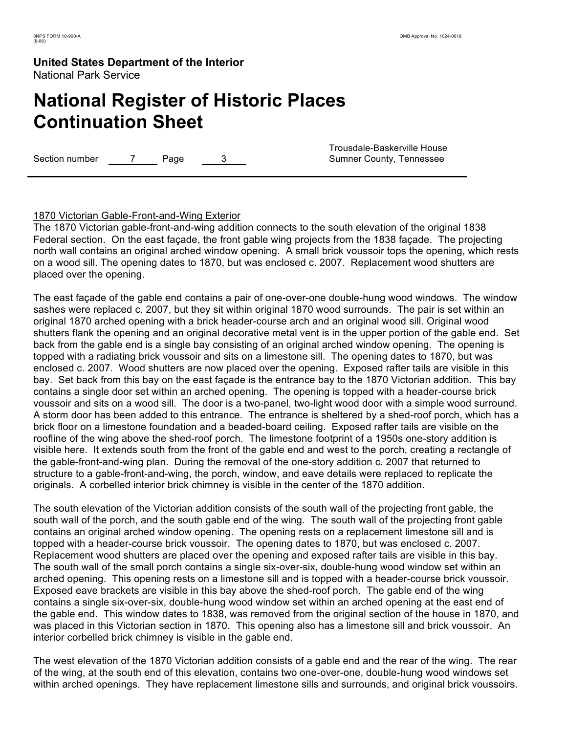Section number 7 Page 3

Trousdale-Baskerville House
Sumner County, Tennessee

1870 Victorian Gable-Front-and-Wing Exterior

The 1870 Victorian gable-front-and-wing addition connects to the south elevation of the original 1838 Federal section. On the east façade, the front gable wing projects from the 1838 façade. The projecting north wall contains an original arched window opening. A small brick voussoir tops the opening, which rests on a wood sill. The opening dates to 1870, but was enclosed c. 2007. Replacement wood shutters are placed over the opening.

The east façade of the gable end contains a pair of one-over-one double-hung wood windows. The window sashes were replaced c. 2007, but they sit within original 1870 wood surrounds. The pair is set within an original 1870 arched opening with a brick header-course arch and an original wood sill. Original wood shutters flank the opening and an original decorative metal vent is in the upper portion of the gable end. Set back from the gable end is a single bay consisting of an original arched window opening. The opening is topped with a radiating brick voussoir and sits on a limestone sill. The opening dates to 1870, but was enclosed c. 2007. Wood shutters are now placed over the opening. Exposed rafter tails are visible in this bay. Set back from this bay on the east façade is the entrance bay to the 1870 Victorian addition. This bay contains a single door set within an arched opening. The opening is topped with a header-course brick voussoir and sits on a wood sill. The door is a two-panel, two-light wood door with a simple wood surround. A storm door has been added to this entrance. The entrance is sheltered by a shed-roof porch, which has a brick floor on a limestone foundation and a beaded-board ceiling. Exposed rafter tails are visible on the roofline of the wing above the shed-roof porch. The limestone footprint of a 1950s one-story addition is visible here. It extends south from the front of the gable end and west to the porch, creating a rectangle of the gable-front-and-wing plan. During the removal of the one-story addition c. 2007 that returned to structure to a gable-front-and-wing, the porch, window, and eave details were replaced to replicate the originals. A corbelled interior brick chimney is visible in the center of the 1870 addition.

The south elevation of the Victorian addition consists of the south wall of the projecting front gable, the south wall of the porch, and the south gable end of the wing. The south wall of the projecting front gable contains an original arched window opening. The opening rests on a replacement limestone sill and is topped with a header-course brick voussoir. The opening dates to 1870, but was enclosed c. 2007. Replacement wood shutters are placed over the opening and exposed rafter tails are visible in this bay. The south wall of the small porch contains a single six-over-six, double-hung wood window set within an arched opening. This opening rests on a limestone sill and is topped with a header-course brick voussoir. Exposed eave brackets are visible in this bay above the shed-roof porch. The gable end of the wing contains a single six-over-six, double-hung wood window set within an arched opening at the east end of the gable end. This window dates to 1838, was removed from the original section of the house in 1870, and was placed in this Victorian section in 1870. This opening also has a limestone sill and brick voussoir. An interior corbelled brick chimney is visible in the gable end.

The west elevation of the 1870 Victorian addition consists of a gable end and the rear of the wing. The rear of the wing, at the south end of this elevation, contains two one-over-one, double-hung wood windows set within arched openings. They have replacement limestone sills and surrounds, and original brick voussoirs.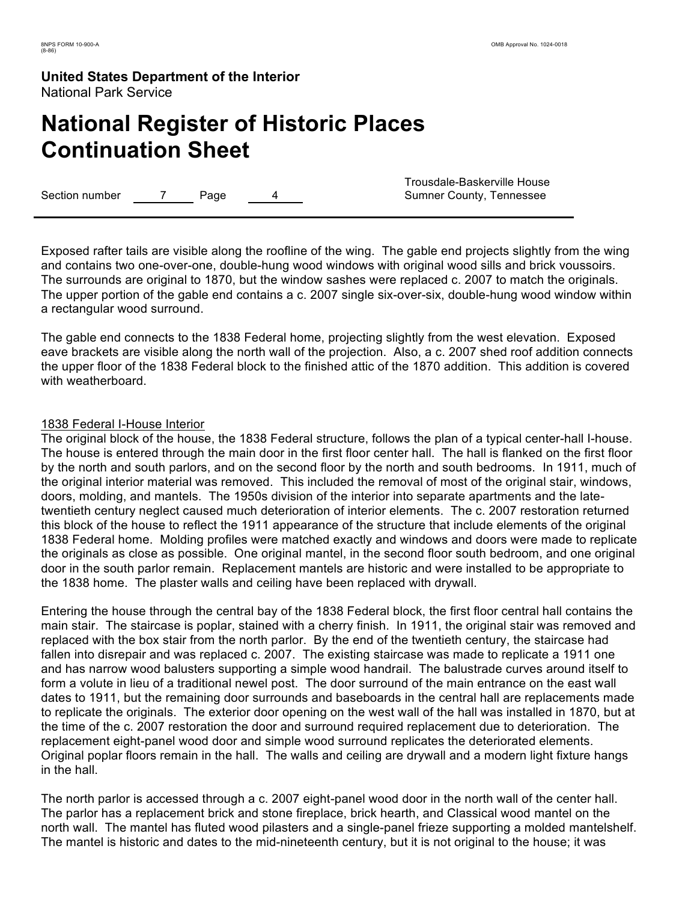Exposed rafter tails are visible along the roofline of the wing. The gable end projects slightly from the wing and contains two one-over-one, double-hung wood windows with original wood sills and brick voussoirs. The surrounds are original to 1870, but the window sashes were replaced c. 2007 to match the originals. The upper portion of the gable end contains a c. 2007 single six-over-six, double-hung wood window within a rectangular wood surround.

The gable end connects to the 1838 Federal home, projecting slightly from the west elevation. Exposed eave brackets are visible along the north wall of the projection. Also, a c. 2007 shed roof addition connects the upper floor of the 1838 Federal block to the finished attic of the 1870 addition. This addition is covered with weatherboard.

1838 Federal I-House Interior

The original block of the house, the 1838 Federal structure, follows the plan of a typical center-hall I-house. The house is entered through the main door in the first floor center hall. The hall is flanked on the first floor by the north and south parlors, and on the second floor by the north and south bedrooms. In 1911, much of the original interior material was removed. This included the removal of most of the original stair, windows, doors, molding, and mantels. The 1950s division of the interior into separate apartments and the late-twentieth century neglect caused much deterioration of interior elements. The c. 2007 restoration returned this block of the house to reflect the 1911 appearance of the structure that include elements of the original 1838 Federal home. Molding profiles were matched exactly and windows and doors were made to replicate the originals as close as possible. One original mantel, in the second floor south bedroom, and one original door in the south parlor remain. Replacement mantels are historic and were installed to be appropriate to the 1838 home. The plaster walls and ceiling have been replaced with drywall.

Entering the house through the central bay of the 1838 Federal block, the first floor central hall contains the main stair. The staircase is poplar, stained with a cherry finish. In 1911, the original stair was removed and replaced with the box stair from the north parlor. By the end of the twentieth century, the staircase had fallen into disrepair and was replaced c. 2007. The existing staircase was made to replicate a 1911 one and has narrow wood balusters supporting a simple wood handrail. The balustrade curves around itself to form a volute in lieu of a traditional newel post. The door surround of the main entrance on the east wall dates to 1911, but the remaining door surrounds and baseboards in the central hall are replacements made to replicate the originals. The exterior door opening on the west wall of the hall was installed in 1870, but at the time of the c. 2007 restoration the door and surround required replacement due to deterioration. The replacement eight-panel wood door and simple wood surround replicates the deteriorated elements. Original poplar floors remain in the hall. The walls and ceiling are drywall and a modern light fixture hangs in the hall.

The north parlor is accessed through a c. 2007 eight-panel wood door in the north wall of the center hall. The parlor has a replacement brick and stone fireplace, brick hearth, and Classical wood mantel on the north wall. The mantel has fluted wood pilasters and a single-panel frieze supporting a molded mantelshelf. The mantel is historic and dates to the mid-nineteenth century, but it is not original to the house; it was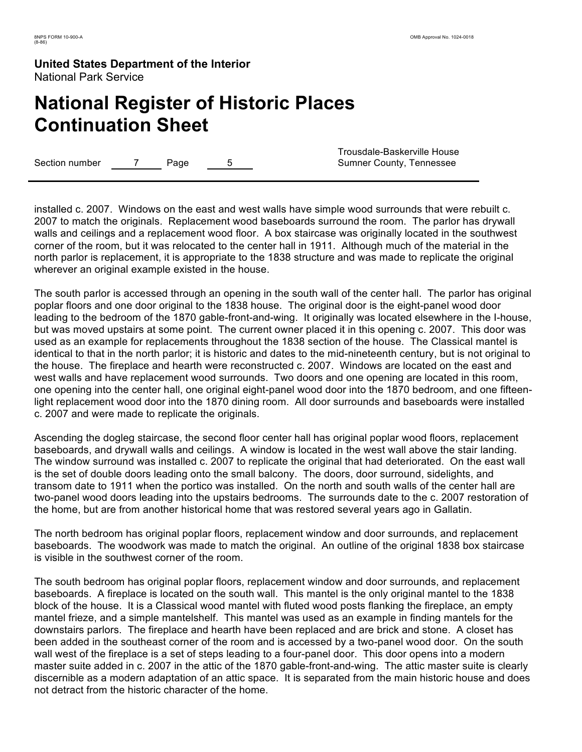installed c. 2007. Windows on the east and west walls have simple wood surrounds that were rebuilt c. 2007 to match the originals. Replacement wood baseboards surround the room. The parlor has drywall walls and ceilings and a replacement wood floor. A box staircase was originally located in the southwest corner of the room, but it was relocated to the center hall in 1911. Although much of the material in the north parlor is replacement, it is appropriate to the 1838 structure and was made to replicate the original wherever an original example existed in the house.

The south parlor is accessed through an opening in the south wall of the center hall. The parlor has original poplar floors and one door original to the 1838 house. The original door is the eight-panel wood door leading to the bedroom of the 1870 gable-front-and-wing. It originally was located elsewhere in the I-house, but was moved upstairs at some point. The current owner placed it in this opening c. 2007. This door was used as an example for replacements throughout the 1838 section of the house. The Classical mantel is identical to that in the north parlor; it is historic and dates to the mid-nineteenth century, but is not original to the house. The fireplace and hearth were reconstructed c. 2007. Windows are located on the east and west walls and have replacement wood surrounds. Two doors and one opening are located in this room, one opening into the center hall, one original eight-panel wood door into the 1870 bedroom, and one fifteen-light replacement wood door into the 1870 dining room. All door surrounds and baseboards were installed c. 2007 and were made to replicate the originals.

Ascending the dogleg staircase, the second floor center hall has original poplar wood floors, replacement baseboards, and drywall walls and ceilings. A window is located in the west wall above the stair landing. The window surround was installed c. 2007 to replicate the original that had deteriorated. On the east wall is the set of double doors leading onto the small balcony. The doors, door surround, sidelights, and transom date to 1911 when the portico was installed. On the north and south walls of the center hall are two-panel wood doors leading into the upstairs bedrooms. The surrounds date to the c. 2007 restoration of the home, but are from another historical home that was restored several years ago in Gallatin.

The north bedroom has original poplar floors, replacement window and door surrounds, and replacement baseboards. The woodwork was made to match the original. An outline of the original 1838 box staircase is visible in the southwest corner of the room.

The south bedroom has original poplar floors, replacement window and door surrounds, and replacement baseboards. A fireplace is located on the south wall. This mantel is the only original mantel to the 1838 block of the house. It is a Classical wood mantel with fluted wood posts flanking the fireplace, an empty mantel frieze, and a simple mantelshelf. This mantel was used as an example in finding mantels for the downstairs parlors. The fireplace and hearth have been replaced and are brick and stone. A closet has been added in the southeast corner of the room and is accessed by a two-panel wood door. On the south wall west of the fireplace is a set of steps leading to a four-panel door. This door opens into a modern master suite added in c. 2007 in the attic of the 1870 gable-front-and-wing. The attic master suite is clearly discernible as a modern adaptation of an attic space. It is separated from the main historic house and does not detract from the historic character of the home.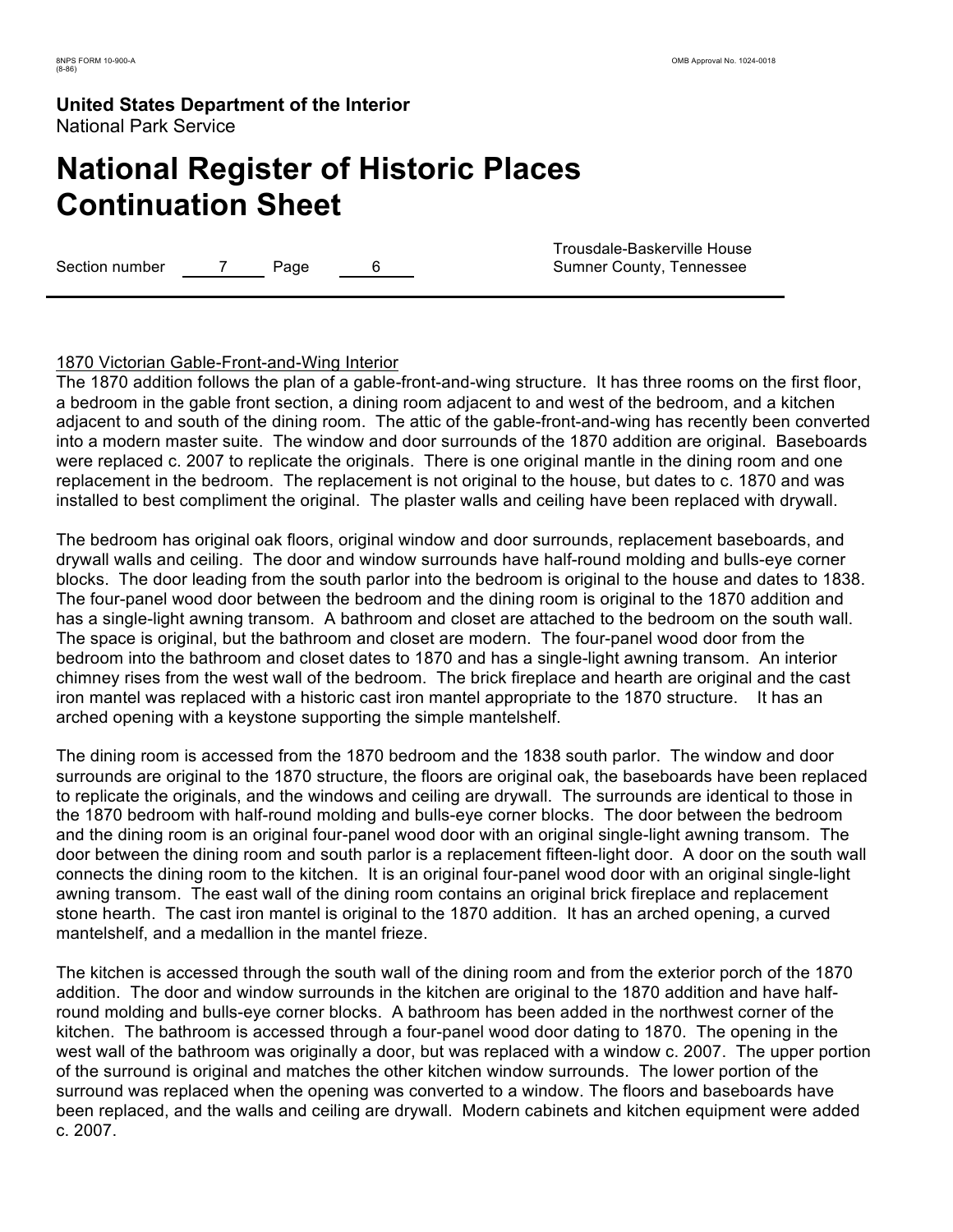1870 Victorian Gable-Front-and-Wing Interior

The 1870 addition follows the plan of a gable-front-and-wing structure. It has three rooms on the first floor, a bedroom in the gable front section, a dining room adjacent to and west of the bedroom, and a kitchen adjacent to and south of the dining room. The attic of the gable-front-and-wing has recently been converted into a modern master suite. The window and door surrounds of the 1870 addition are original. Baseboards were replaced c. 2007 to replicate the originals. There is one original mantle in the dining room and one replacement in the bedroom. The replacement is not original to the house, but dates to c. 1870 and was installed to best compliment the original. The plaster walls and ceiling have been replaced with drywall.

The bedroom has original oak floors, original window and door surrounds, replacement baseboards, and drywall walls and ceiling. The door and window surrounds have half-round molding and bulls-eye corner blocks. The door leading from the south parlor into the bedroom is original to the house and dates to 1838. The four-panel wood door between the bedroom and the dining room is original to the 1870 addition and has a single-light awning transom. A bathroom and closet are attached to the bedroom on the south wall. The space is original, but the bathroom and closet are modern. The four-panel wood door from the bedroom into the bathroom and closet dates to 1870 and has a single-light awning transom. An interior chimney rises from the west wall of the bedroom. The brick fireplace and hearth are original and the cast iron mantel was replaced with a historic cast iron mantel appropriate to the 1870 structure. It has an arched opening with a keystone supporting the simple mantelshelf.

The dining room is accessed from the 1870 bedroom and the 1838 south parlor. The window and door surrounds are original to the 1870 structure, the floors are original oak, the baseboards have been replaced to replicate the originals, and the windows and ceiling are drywall. The surrounds are identical to those in the 1870 bedroom with half-round molding and bulls-eye corner blocks. The door between the bedroom and the dining room is an original four-panel wood door with an original single-light awning transom. The door between the dining room and south parlor is a replacement fifteen-light door. A door on the south wall connects the dining room to the kitchen. It is an original four-panel wood door with an original single-light awning transom. The east wall of the dining room contains an original brick fireplace and replacement stone hearth. The cast iron mantel is original to the 1870 addition. It has an arched opening, a curved mantelshelf, and a medallion in the mantel frieze.

The kitchen is accessed through the south wall of the dining room and from the exterior porch of the 1870 addition. The door and window surrounds in the kitchen are original to the 1870 addition and have half-round molding and bulls-eye corner blocks. A bathroom has been added in the northwest corner of the kitchen. The bathroom is accessed through a four-panel wood door dating to 1870. The opening in the west wall of the bathroom was originally a door, but was replaced with a window c. 2007. The upper portion of the surround is original and matches the other kitchen window surrounds. The lower portion of the surround was replaced when the opening was converted to a window. The floors and baseboards have been replaced, and the walls and ceiling are drywall. Modern cabinets and kitchen equipment were added c. 2007.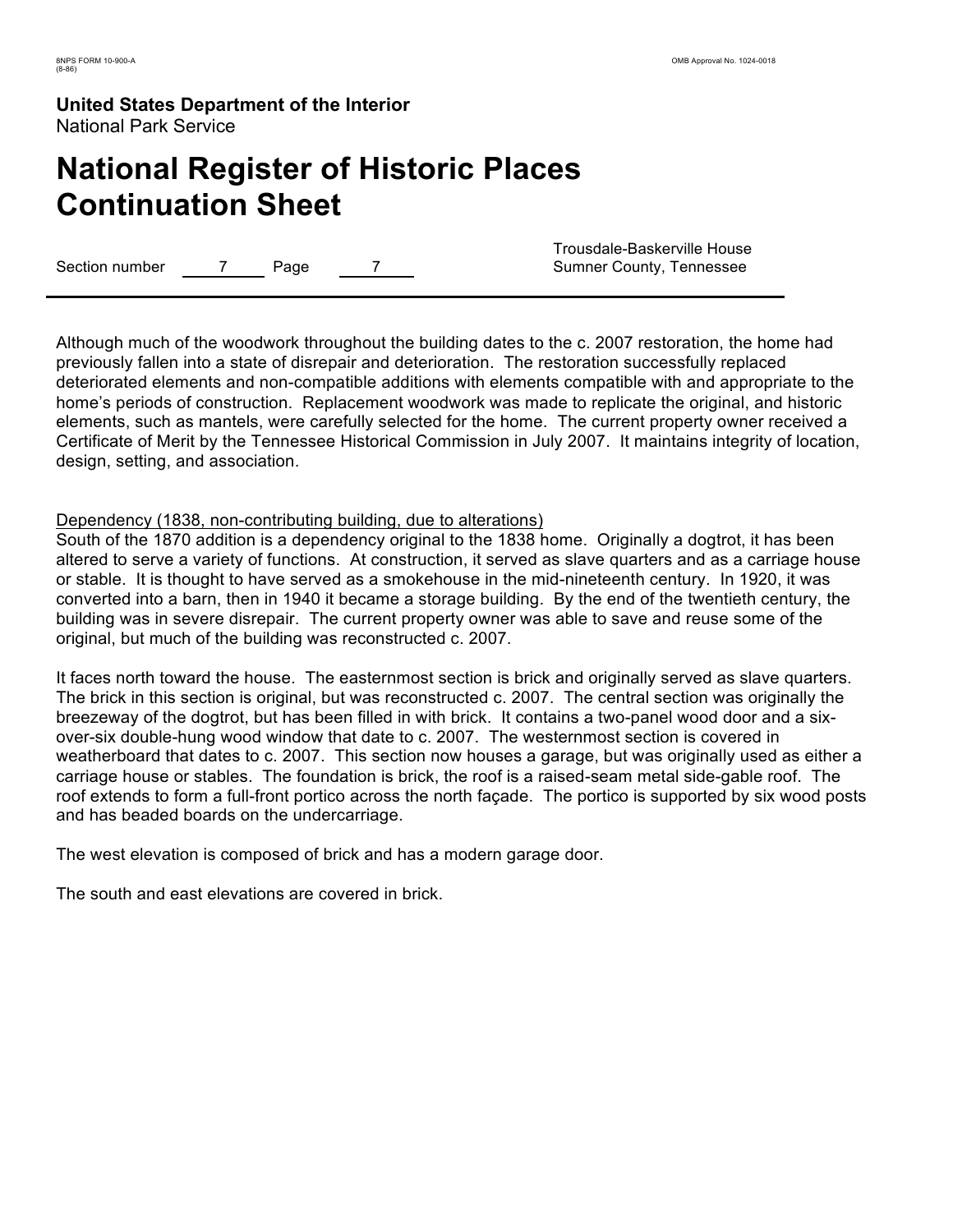Although much of the woodwork throughout the building dates to the c. 2007 restoration, the home had previously fallen into a state of disrepair and deterioration. The restoration successfully replaced deteriorated elements and non-compatible additions with elements compatible with and appropriate to the home's periods of construction. Replacement woodwork was made to replicate the original, and historic elements, such as mantels, were carefully selected for the home. The current property owner received a Certificate of Merit by the Tennessee Historical Commission in July 2007. It maintains integrity of location, design, setting, and association.

Dependency (1838, non-contributing building, due to alterations)

South of the 1870 addition is a dependency original to the 1838 home. Originally a dogtrot, it has been altered to serve a variety of functions. At construction, it served as slave quarters and as a carriage house or stable. It is thought to have served as a smokehouse in the mid-nineteenth century. In 1920, it was converted into a barn, then in 1940 it became a storage building. By the end of the twentieth century, the building was in severe disrepair. The current property owner was able to save and reuse some of the original, but much of the building was reconstructed c. 2007.

It faces north toward the house. The easternmost section is brick and originally served as slave quarters. The brick in this section is original, but was reconstructed c. 2007. The central section was originally the breezeway of the dogtrot, but has been filled in with brick. It contains a two-panel wood door and a six-over-six double-hung wood window that date to c. 2007. The westernmost section is covered in weatherboard that dates to c. 2007. This section now houses a garage, but was originally used as either a carriage house or stables. The foundation is brick, the roof is a raised-seam metal side-gable roof. The roof extends to form a full-front portico across the north façade. The portico is supported by six wood posts and has beaded boards on the undercarriage.

The west elevation is composed of brick and has a modern garage door.

The south and east elevations are covered in brick.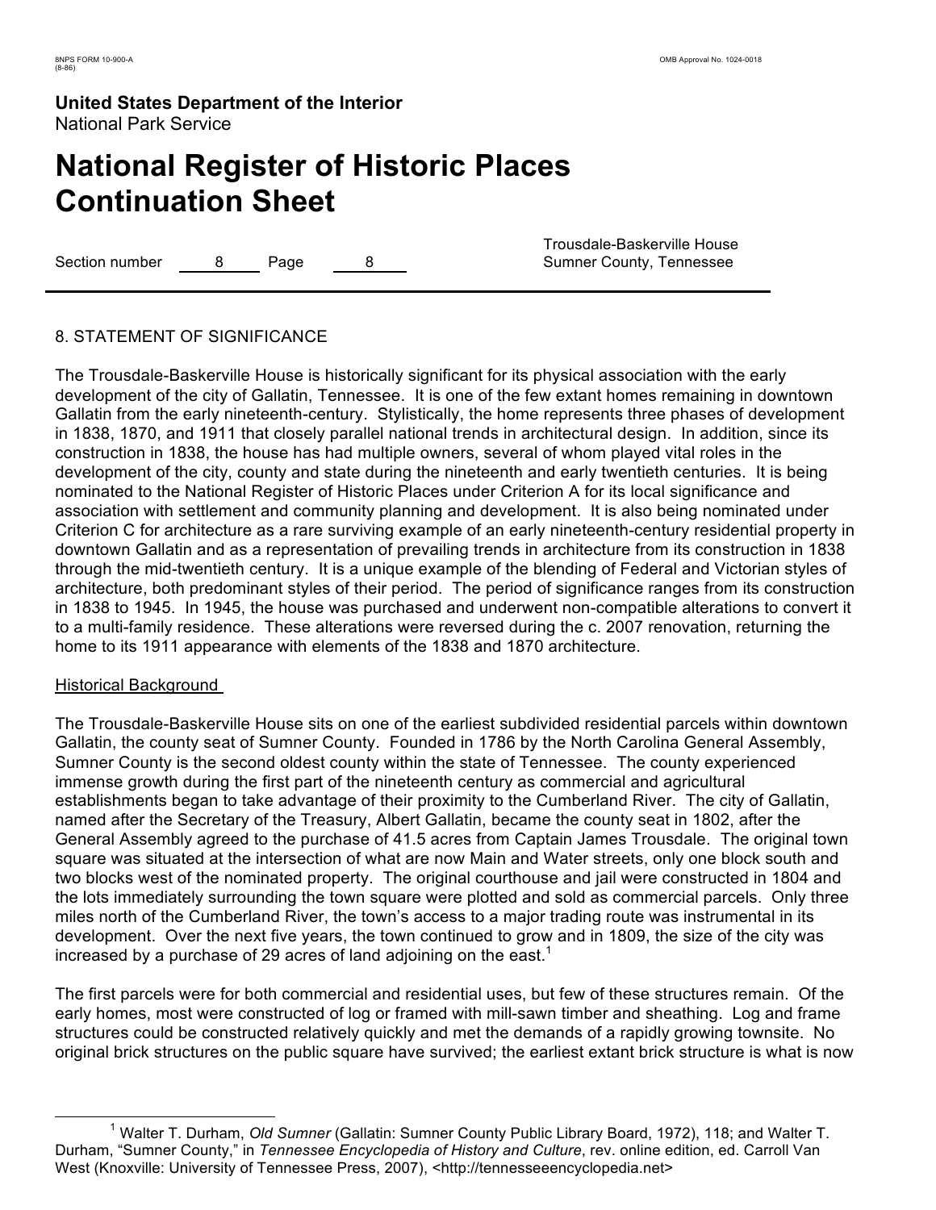**United States Department of the Interior**
National Park Service

# National Register of Historic Places Continuation Sheet

Section number 8 Page 8

Trousdale-Baskerville House
Sumner County, Tennessee

## 8. STATEMENT OF SIGNIFICANCE

The Trousdale-Baskerville House is historically significant for its physical association with the early development of the city of Gallatin, Tennessee. It is one of the few extant homes remaining in downtown Gallatin from the early nineteenth-century. Stylistically, the home represents three phases of development in 1838, 1870, and 1911 that closely parallel national trends in architectural design. In addition, since its construction in 1838, the house has had multiple owners, several of whom played vital roles in the development of the city, county and state during the nineteenth and early twentieth centuries. It is being nominated to the National Register of Historic Places under Criterion A for its local significance and association with settlement and community planning and development. It is also being nominated under Criterion C for architecture as a rare surviving example of an early nineteenth-century residential property in downtown Gallatin and as a representation of prevailing trends in architecture from its construction in 1838 through the mid-twentieth century. It is a unique example of the blending of Federal and Victorian styles of architecture, both predominant styles of their period. The period of significance ranges from its construction in 1838 to 1945. In 1945, the house was purchased and underwent non-compatible alterations to convert it to a multi-family residence. These alterations were reversed during the c. 2007 renovation, returning the home to its 1911 appearance with elements of the 1838 and 1870 architecture.

### Historical Background

The Trousdale-Baskerville House sits on one of the earliest subdivided residential parcels within downtown Gallatin, the county seat of Sumner County. Founded in 1786 by the North Carolina General Assembly, Sumner County is the second oldest county within the state of Tennessee. The county experienced immense growth during the first part of the nineteenth century as commercial and agricultural establishments began to take advantage of their proximity to the Cumberland River. The city of Gallatin, named after the Secretary of the Treasury, Albert Gallatin, became the county seat in 1802, after the General Assembly agreed to the purchase of 41.5 acres from Captain James Trousdale. The original town square was situated at the intersection of what are now Main and Water streets, only one block south and two blocks west of the nominated property. The original courthouse and jail were constructed in 1804 and the lots immediately surrounding the town square were plotted and sold as commercial parcels. Only three miles north of the Cumberland River, the town's access to a major trading route was instrumental in its development. Over the next five years, the town continued to grow and in 1809, the size of the city was increased by a purchase of 29 acres of land adjoining on the east.[1]

The first parcels were for both commercial and residential uses, but few of these structures remain. Of the early homes, most were constructed of log or framed with mill-sawn timber and sheathing. Log and frame structures could be constructed relatively quickly and met the demands of a rapidly growing townsite. No original brick structures on the public square have survived; the earliest extant brick structure is what is now

[1] Walter T. Durham, *Old Sumner* (Gallatin: Sumner County Public Library Board, 1972), 118; and Walter T. Durham, "Sumner County," in *Tennessee Encyclopedia of History and Culture*, rev. online edition, ed. Carroll Van West (Knoxville: University of Tennessee Press, 2007), <http://tennesseeencyclopedia.net>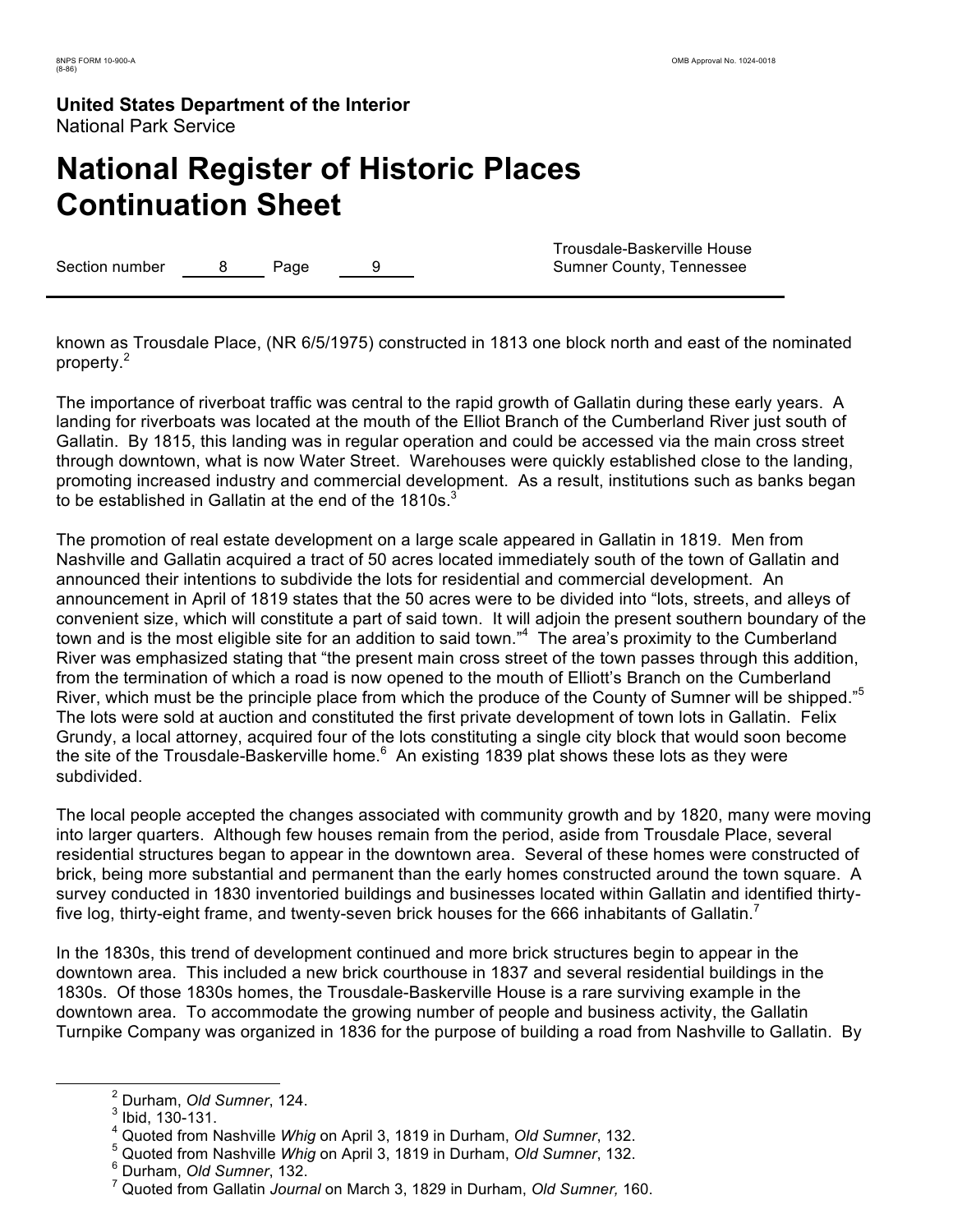known as Trousdale Place, (NR 6/5/1975) constructed in 1813 one block north and east of the nominated property.[2]

The importance of riverboat traffic was central to the rapid growth of Gallatin during these early years. A landing for riverboats was located at the mouth of the Elliot Branch of the Cumberland River just south of Gallatin. By 1815, this landing was in regular operation and could be accessed via the main cross street through downtown, what is now Water Street. Warehouses were quickly established close to the landing, promoting increased industry and commercial development. As a result, institutions such as banks began to be established in Gallatin at the end of the 1810s.[3]

The promotion of real estate development on a large scale appeared in Gallatin in 1819. Men from Nashville and Gallatin acquired a tract of 50 acres located immediately south of the town of Gallatin and announced their intentions to subdivide the lots for residential and commercial development. An announcement in April of 1819 states that the 50 acres were to be divided into "lots, streets, and alleys of convenient size, which will constitute a part of said town. It will adjoin the present southern boundary of the town and is the most eligible site for an addition to said town."[4] The area's proximity to the Cumberland River was emphasized stating that "the present main cross street of the town passes through this addition, from the termination of which a road is now opened to the mouth of Elliott's Branch on the Cumberland River, which must be the principle place from which the produce of the County of Sumner will be shipped."[5] The lots were sold at auction and constituted the first private development of town lots in Gallatin. Felix Grundy, a local attorney, acquired four of the lots constituting a single city block that would soon become the site of the Trousdale-Baskerville home.[6] An existing 1839 plat shows these lots as they were subdivided.

The local people accepted the changes associated with community growth and by 1820, many were moving into larger quarters. Although few houses remain from the period, aside from Trousdale Place, several residential structures began to appear in the downtown area. Several of these homes were constructed of brick, being more substantial and permanent than the early homes constructed around the town square. A survey conducted in 1830 inventoried buildings and businesses located within Gallatin and identified thirty-five log, thirty-eight frame, and twenty-seven brick houses for the 666 inhabitants of Gallatin.[7]

In the 1830s, this trend of development continued and more brick structures begin to appear in the downtown area. This included a new brick courthouse in 1837 and several residential buildings in the 1830s. Of those 1830s homes, the Trousdale-Baskerville House is a rare surviving example in the downtown area. To accommodate the growing number of people and business activity, the Gallatin Turnpike Company was organized in 1836 for the purpose of building a road from Nashville to Gallatin. By

---

[2] Durham, *Old Sumner*, 124.

[3] Ibid, 130-131.

[4] Quoted from Nashville *Whig* on April 3, 1819 in Durham, *Old Sumner*, 132.

[5] Quoted from Nashville *Whig* on April 3, 1819 in Durham, *Old Sumner*, 132.

[6] Durham, *Old Sumner*, 132.

[7] Quoted from Gallatin *Journal* on March 3, 1829 in Durham, *Old Sumner,* 160.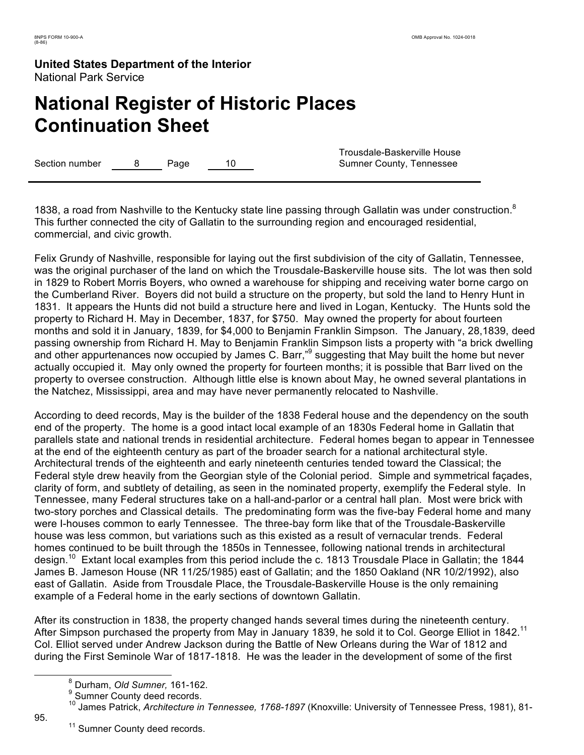1838, a road from Nashville to the Kentucky state line passing through Gallatin was under construction.[8] This further connected the city of Gallatin to the surrounding region and encouraged residential, commercial, and civic growth.

Felix Grundy of Nashville, responsible for laying out the first subdivision of the city of Gallatin, Tennessee, was the original purchaser of the land on which the Trousdale-Baskerville house sits. The lot was then sold in 1829 to Robert Morris Boyers, who owned a warehouse for shipping and receiving water borne cargo on the Cumberland River. Boyers did not build a structure on the property, but sold the land to Henry Hunt in 1831. It appears the Hunts did not build a structure here and lived in Logan, Kentucky. The Hunts sold the property to Richard H. May in December, 1837, for $750. May owned the property for about fourteen months and sold it in January, 1839, for $4,000 to Benjamin Franklin Simpson. The January, 28,1839, deed passing ownership from Richard H. May to Benjamin Franklin Simpson lists a property with "a brick dwelling and other appurtenances now occupied by James C. Barr,"[9] suggesting that May built the home but never actually occupied it. May only owned the property for fourteen months; it is possible that Barr lived on the property to oversee construction. Although little else is known about May, he owned several plantations in the Natchez, Mississippi, area and may have never permanently relocated to Nashville.

According to deed records, May is the builder of the 1838 Federal house and the dependency on the south end of the property. The home is a good intact local example of an 1830s Federal home in Gallatin that parallels state and national trends in residential architecture. Federal homes began to appear in Tennessee at the end of the eighteenth century as part of the broader search for a national architectural style. Architectural trends of the eighteenth and early nineteenth centuries tended toward the Classical; the Federal style drew heavily from the Georgian style of the Colonial period. Simple and symmetrical façades, clarity of form, and subtlety of detailing, as seen in the nominated property, exemplify the Federal style. In Tennessee, many Federal structures take on a hall-and-parlor or a central hall plan. Most were brick with two-story porches and Classical details. The predominating form was the five-bay Federal home and many were I-houses common to early Tennessee. The three-bay form like that of the Trousdale-Baskerville house was less common, but variations such as this existed as a result of vernacular trends. Federal homes continued to be built through the 1850s in Tennessee, following national trends in architectural design.[10] Extant local examples from this period include the c. 1813 Trousdale Place in Gallatin; the 1844 James B. Jameson House (NR 11/25/1985) east of Gallatin; and the 1850 Oakland (NR 10/2/1992), also east of Gallatin. Aside from Trousdale Place, the Trousdale-Baskerville House is the only remaining example of a Federal home in the early sections of downtown Gallatin.

After its construction in 1838, the property changed hands several times during the nineteenth century. After Simpson purchased the property from May in January 1839, he sold it to Col. George Elliot in 1842.[11] Col. Elliot served under Andrew Jackson during the Battle of New Orleans during the War of 1812 and during the First Seminole War of 1817-1818. He was the leader in the development of some of the first

---

[8] Durham, *Old Sumner,* 161-162.

[9] Sumner County deed records.

[10] James Patrick, *Architecture in Tennessee, 1768-1897* (Knoxville: University of Tennessee Press, 1981), 81-95.

[11] Sumner County deed records.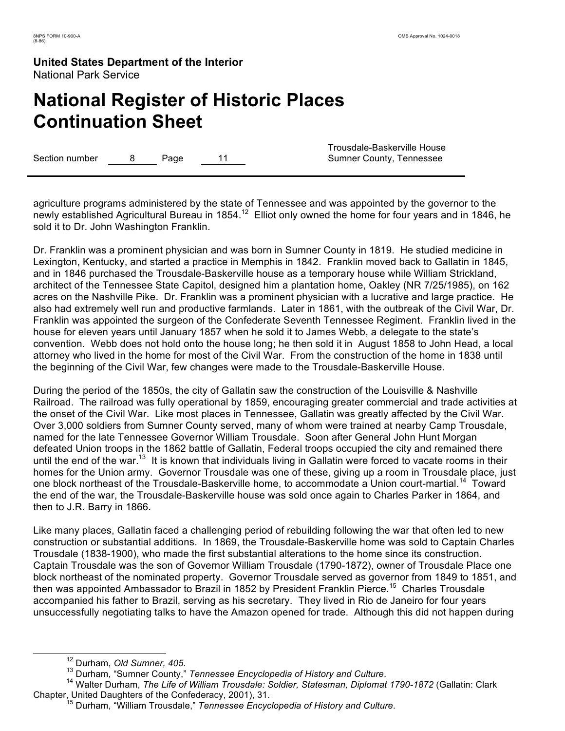agriculture programs administered by the state of Tennessee and was appointed by the governor to the newly established Agricultural Bureau in 1854.[12] Elliot only owned the home for four years and in 1846, he sold it to Dr. John Washington Franklin.

Dr. Franklin was a prominent physician and was born in Sumner County in 1819. He studied medicine in Lexington, Kentucky, and started a practice in Memphis in 1842. Franklin moved back to Gallatin in 1845, and in 1846 purchased the Trousdale-Baskerville house as a temporary house while William Strickland, architect of the Tennessee State Capitol, designed him a plantation home, Oakley (NR 7/25/1985), on 162 acres on the Nashville Pike. Dr. Franklin was a prominent physician with a lucrative and large practice. He also had extremely well run and productive farmlands. Later in 1861, with the outbreak of the Civil War, Dr. Franklin was appointed the surgeon of the Confederate Seventh Tennessee Regiment. Franklin lived in the house for eleven years until January 1857 when he sold it to James Webb, a delegate to the state's convention. Webb does not hold onto the house long; he then sold it in August 1858 to John Head, a local attorney who lived in the home for most of the Civil War. From the construction of the home in 1838 until the beginning of the Civil War, few changes were made to the Trousdale-Baskerville House.

During the period of the 1850s, the city of Gallatin saw the construction of the Louisville & Nashville Railroad. The railroad was fully operational by 1859, encouraging greater commercial and trade activities at the onset of the Civil War. Like most places in Tennessee, Gallatin was greatly affected by the Civil War. Over 3,000 soldiers from Sumner County served, many of whom were trained at nearby Camp Trousdale, named for the late Tennessee Governor William Trousdale. Soon after General John Hunt Morgan defeated Union troops in the 1862 battle of Gallatin, Federal troops occupied the city and remained there until the end of the war.[13] It is known that individuals living in Gallatin were forced to vacate rooms in their homes for the Union army. Governor Trousdale was one of these, giving up a room in Trousdale place, just one block northeast of the Trousdale-Baskerville home, to accommodate a Union court-martial.[14] Toward the end of the war, the Trousdale-Baskerville house was sold once again to Charles Parker in 1864, and then to J.R. Barry in 1866.

Like many places, Gallatin faced a challenging period of rebuilding following the war that often led to new construction or substantial additions. In 1869, the Trousdale-Baskerville home was sold to Captain Charles Trousdale (1838-1900), who made the first substantial alterations to the home since its construction. Captain Trousdale was the son of Governor William Trousdale (1790-1872), owner of Trousdale Place one block northeast of the nominated property. Governor Trousdale served as governor from 1849 to 1851, and then was appointed Ambassador to Brazil in 1852 by President Franklin Pierce.[15] Charles Trousdale accompanied his father to Brazil, serving as his secretary. They lived in Rio de Janeiro for four years unsuccessfully negotiating talks to have the Amazon opened for trade. Although this did not happen during

---

[12] Durham, *Old Sumner, 405*.

[13] Durham, "Sumner County," *Tennessee Encyclopedia of History and Culture*.

[14] Walter Durham, *The Life of William Trousdale: Soldier, Statesman, Diplomat 1790-1872* (Gallatin: Clark Chapter, United Daughters of the Confederacy, 2001), 31.

[15] Durham, "William Trousdale," *Tennessee Encyclopedia of History and Culture*.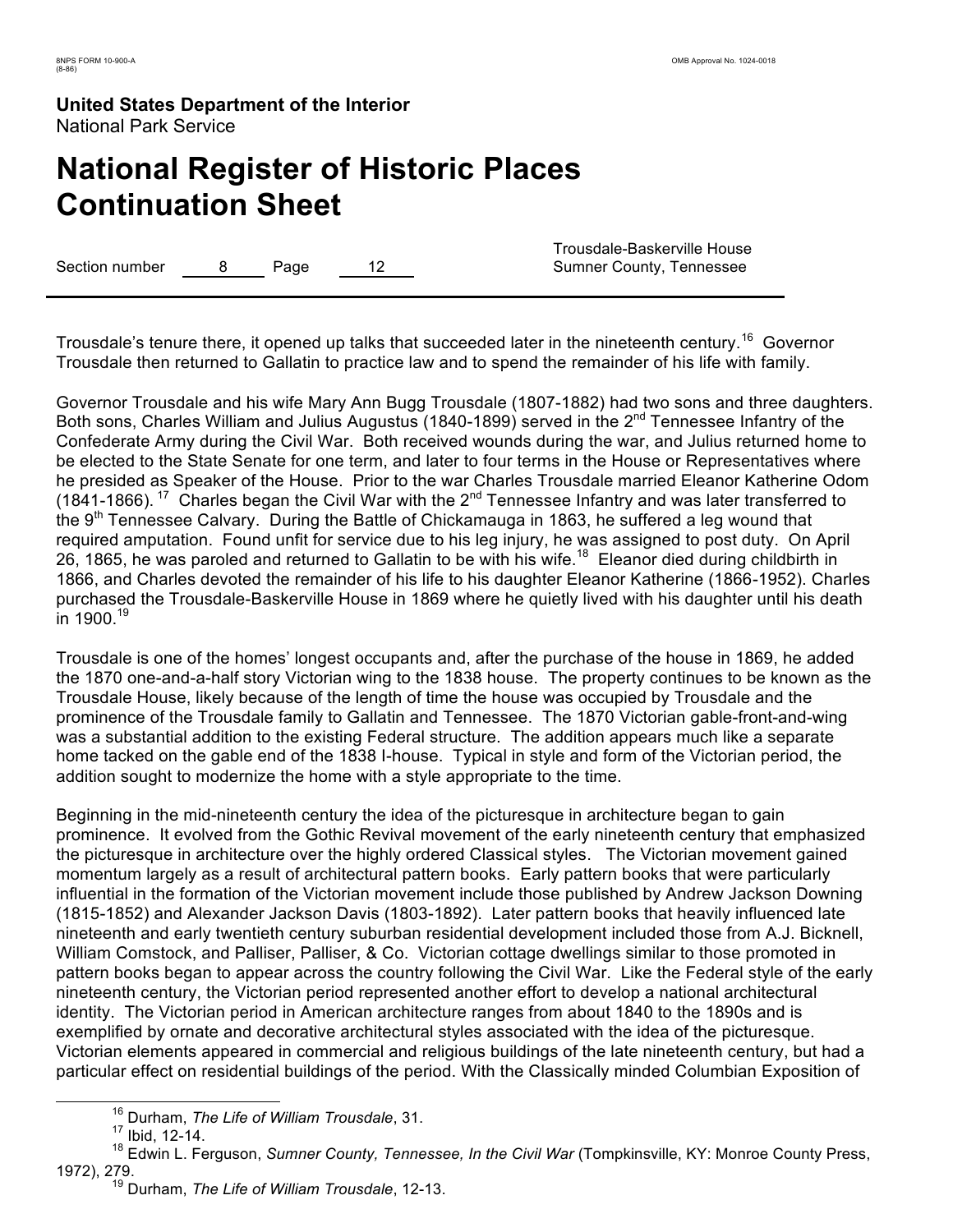Trousdale's tenure there, it opened up talks that succeeded later in the nineteenth century.[16] Governor Trousdale then returned to Gallatin to practice law and to spend the remainder of his life with family.

Governor Trousdale and his wife Mary Ann Bugg Trousdale (1807-1882) had two sons and three daughters. Both sons, Charles William and Julius Augustus (1840-1899) served in the 2nd Tennessee Infantry of the Confederate Army during the Civil War. Both received wounds during the war, and Julius returned home to be elected to the State Senate for one term, and later to four terms in the House or Representatives where he presided as Speaker of the House. Prior to the war Charles Trousdale married Eleanor Katherine Odom (1841-1866).[17] Charles began the Civil War with the 2nd Tennessee Infantry and was later transferred to the 9th Tennessee Calvary. During the Battle of Chickamauga in 1863, he suffered a leg wound that required amputation. Found unfit for service due to his leg injury, he was assigned to post duty. On April 26, 1865, he was paroled and returned to Gallatin to be with his wife.[18] Eleanor died during childbirth in 1866, and Charles devoted the remainder of his life to his daughter Eleanor Katherine (1866-1952). Charles purchased the Trousdale-Baskerville House in 1869 where he quietly lived with his daughter until his death in 1900.[19]

Trousdale is one of the homes' longest occupants and, after the purchase of the house in 1869, he added the 1870 one-and-a-half story Victorian wing to the 1838 house. The property continues to be known as the Trousdale House, likely because of the length of time the house was occupied by Trousdale and the prominence of the Trousdale family to Gallatin and Tennessee. The 1870 Victorian gable-front-and-wing was a substantial addition to the existing Federal structure. The addition appears much like a separate home tacked on the gable end of the 1838 I-house. Typical in style and form of the Victorian period, the addition sought to modernize the home with a style appropriate to the time.

Beginning in the mid-nineteenth century the idea of the picturesque in architecture began to gain prominence. It evolved from the Gothic Revival movement of the early nineteenth century that emphasized the picturesque in architecture over the highly ordered Classical styles. The Victorian movement gained momentum largely as a result of architectural pattern books. Early pattern books that were particularly influential in the formation of the Victorian movement include those published by Andrew Jackson Downing (1815-1852) and Alexander Jackson Davis (1803-1892). Later pattern books that heavily influenced late nineteenth and early twentieth century suburban residential development included those from A.J. Bicknell, William Comstock, and Palliser, Palliser, & Co. Victorian cottage dwellings similar to those promoted in pattern books began to appear across the country following the Civil War. Like the Federal style of the early nineteenth century, the Victorian period represented another effort to develop a national architectural identity. The Victorian period in American architecture ranges from about 1840 to the 1890s and is exemplified by ornate and decorative architectural styles associated with the idea of the picturesque. Victorian elements appeared in commercial and religious buildings of the late nineteenth century, but had a particular effect on residential buildings of the period. With the Classically minded Columbian Exposition of

---

[16] Durham, *The Life of William Trousdale*, 31.

[17] Ibid, 12-14.

[18] Edwin L. Ferguson, *Sumner County, Tennessee, In the Civil War* (Tompkinsville, KY: Monroe County Press, 1972), 279.

[19] Durham, *The Life of William Trousdale*, 12-13.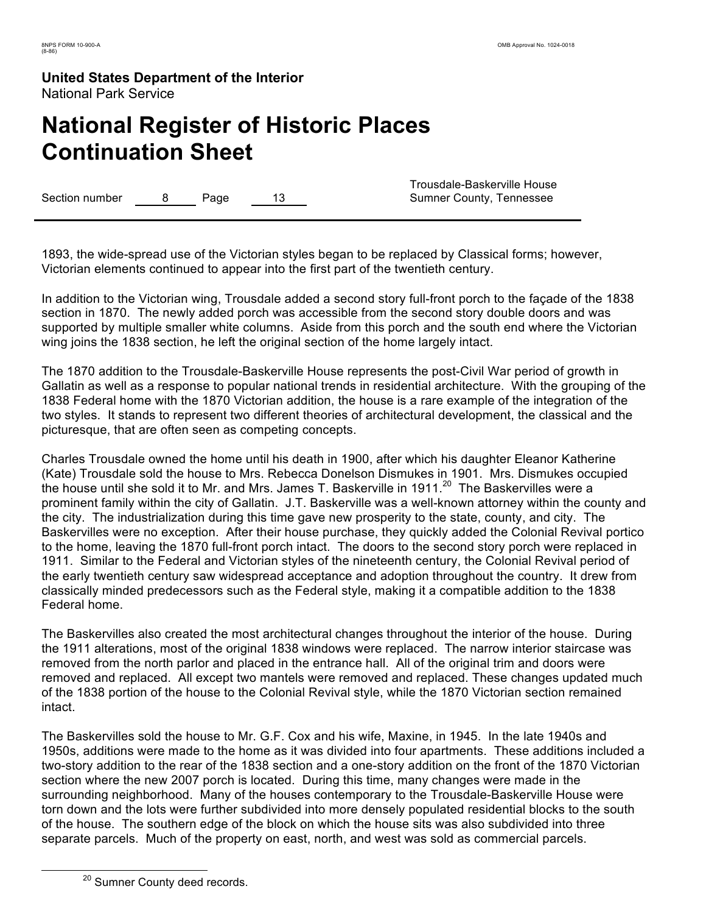1893, the wide-spread use of the Victorian styles began to be replaced by Classical forms; however, Victorian elements continued to appear into the first part of the twentieth century.

In addition to the Victorian wing, Trousdale added a second story full-front porch to the façade of the 1838 section in 1870. The newly added porch was accessible from the second story double doors and was supported by multiple smaller white columns. Aside from this porch and the south end where the Victorian wing joins the 1838 section, he left the original section of the home largely intact.

The 1870 addition to the Trousdale-Baskerville House represents the post-Civil War period of growth in Gallatin as well as a response to popular national trends in residential architecture. With the grouping of the 1838 Federal home with the 1870 Victorian addition, the house is a rare example of the integration of the two styles. It stands to represent two different theories of architectural development, the classical and the picturesque, that are often seen as competing concepts.

Charles Trousdale owned the home until his death in 1900, after which his daughter Eleanor Katherine (Kate) Trousdale sold the house to Mrs. Rebecca Donelson Dismukes in 1901. Mrs. Dismukes occupied the house until she sold it to Mr. and Mrs. James T. Baskerville in 1911.[20] The Baskervilles were a prominent family within the city of Gallatin. J.T. Baskerville was a well-known attorney within the county and the city. The industrialization during this time gave new prosperity to the state, county, and city. The Baskervilles were no exception. After their house purchase, they quickly added the Colonial Revival portico to the home, leaving the 1870 full-front porch intact. The doors to the second story porch were replaced in 1911. Similar to the Federal and Victorian styles of the nineteenth century, the Colonial Revival period of the early twentieth century saw widespread acceptance and adoption throughout the country. It drew from classically minded predecessors such as the Federal style, making it a compatible addition to the 1838 Federal home.

The Baskervilles also created the most architectural changes throughout the interior of the house. During the 1911 alterations, most of the original 1838 windows were replaced. The narrow interior staircase was removed from the north parlor and placed in the entrance hall. All of the original trim and doors were removed and replaced. All except two mantels were removed and replaced. These changes updated much of the 1838 portion of the house to the Colonial Revival style, while the 1870 Victorian section remained intact.

The Baskervilles sold the house to Mr. G.F. Cox and his wife, Maxine, in 1945. In the late 1940s and 1950s, additions were made to the home as it was divided into four apartments. These additions included a two-story addition to the rear of the 1838 section and a one-story addition on the front of the 1870 Victorian section where the new 2007 porch is located. During this time, many changes were made in the surrounding neighborhood. Many of the houses contemporary to the Trousdale-Baskerville House were torn down and the lots were further subdivided into more densely populated residential blocks to the south of the house. The southern edge of the block on which the house sits was also subdivided into three separate parcels. Much of the property on east, north, and west was sold as commercial parcels.

[20] Sumner County deed records.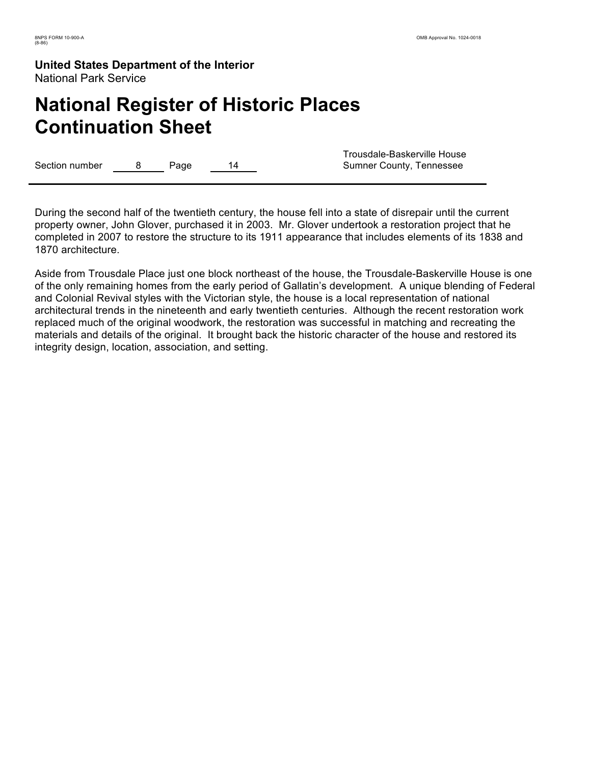During the second half of the twentieth century, the house fell into a state of disrepair until the current property owner, John Glover, purchased it in 2003. Mr. Glover undertook a restoration project that he completed in 2007 to restore the structure to its 1911 appearance that includes elements of its 1838 and 1870 architecture.

Aside from Trousdale Place just one block northeast of the house, the Trousdale-Baskerville House is one of the only remaining homes from the early period of Gallatin's development. A unique blending of Federal and Colonial Revival styles with the Victorian style, the house is a local representation of national architectural trends in the nineteenth and early twentieth centuries. Although the recent restoration work replaced much of the original woodwork, the restoration was successful in matching and recreating the materials and details of the original. It brought back the historic character of the house and restored its integrity design, location, association, and setting.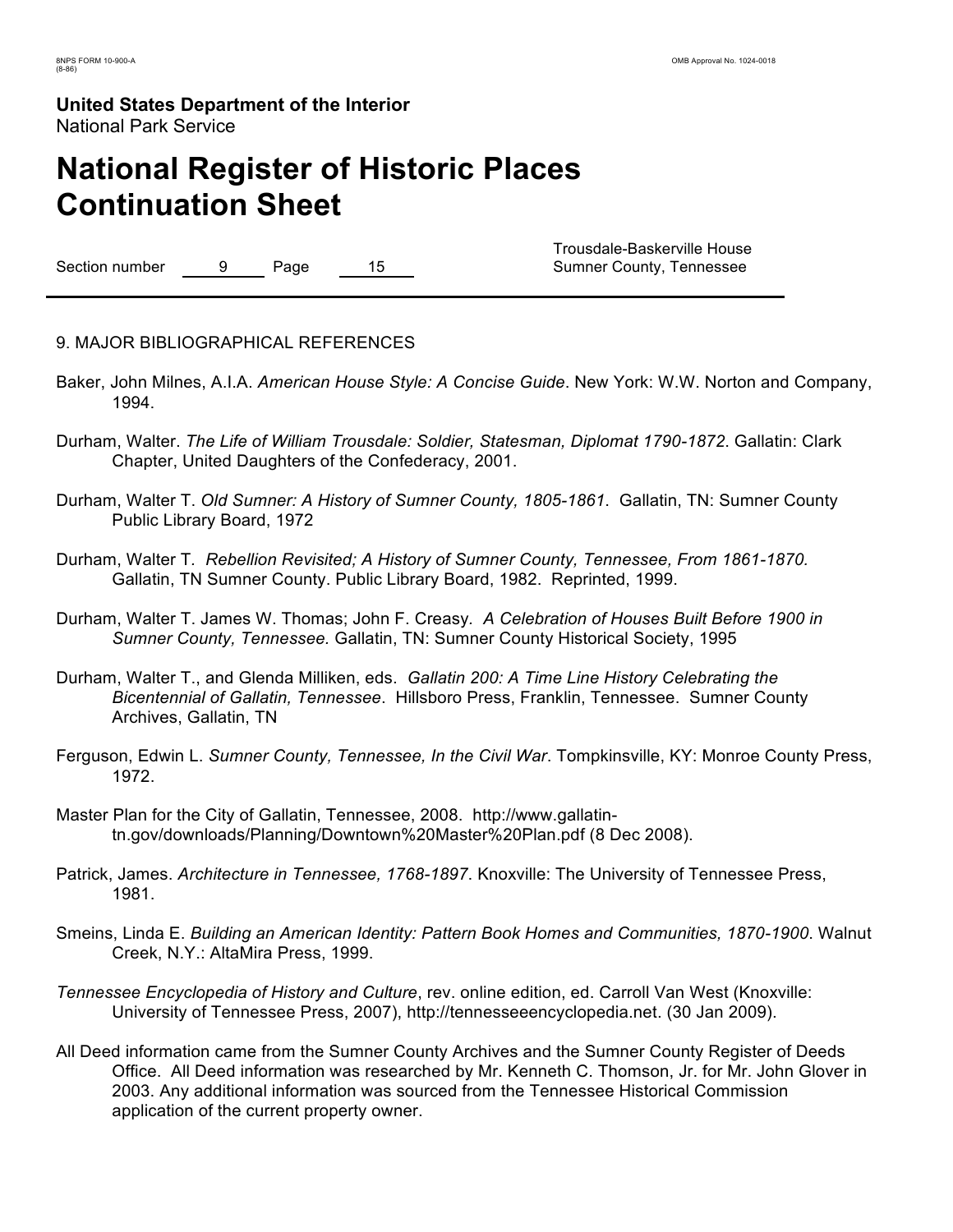# National Register of Historic Places Continuation Sheet

Section number 9 Page 15

Trousdale-Baskerville House
Sumner County, Tennessee

## 9. MAJOR BIBLIOGRAPHICAL REFERENCES

Baker, John Milnes, A.I.A. *American House Style: A Concise Guide*. New York: W.W. Norton and Company, 1994.

Durham, Walter. *The Life of William Trousdale: Soldier, Statesman, Diplomat 1790-1872*. Gallatin: Clark Chapter, United Daughters of the Confederacy, 2001.

Durham, Walter T. *Old Sumner: A History of Sumner County, 1805-1861*. Gallatin, TN: Sumner County Public Library Board, 1972

Durham, Walter T. *Rebellion Revisited; A History of Sumner County, Tennessee, From 1861-1870.* Gallatin, TN Sumner County. Public Library Board, 1982. Reprinted, 1999.

Durham, Walter T. James W. Thomas; John F. Creasy. *A Celebration of Houses Built Before 1900 in Sumner County, Tennessee.* Gallatin, TN: Sumner County Historical Society, 1995

Durham, Walter T., and Glenda Milliken, eds. *Gallatin 200: A Time Line History Celebrating the Bicentennial of Gallatin, Tennessee*. Hillsboro Press, Franklin, Tennessee. Sumner County Archives, Gallatin, TN

Ferguson, Edwin L. *Sumner County, Tennessee, In the Civil War*. Tompkinsville, KY: Monroe County Press, 1972.

Master Plan for the City of Gallatin, Tennessee, 2008. http://www.gallatin-tn.gov/downloads/Planning/Downtown%20Master%20Plan.pdf (8 Dec 2008).

Patrick, James. *Architecture in Tennessee, 1768-1897*. Knoxville: The University of Tennessee Press, 1981.

Smeins, Linda E. *Building an American Identity: Pattern Book Homes and Communities, 1870-1900*. Walnut Creek, N.Y.: AltaMira Press, 1999.

*Tennessee Encyclopedia of History and Culture*, rev. online edition, ed. Carroll Van West (Knoxville: University of Tennessee Press, 2007), http://tennesseeencyclopedia.net. (30 Jan 2009).

All Deed information came from the Sumner County Archives and the Sumner County Register of Deeds Office. All Deed information was researched by Mr. Kenneth C. Thomson, Jr. for Mr. John Glover in 2003. Any additional information was sourced from the Tennessee Historical Commission application of the current property owner.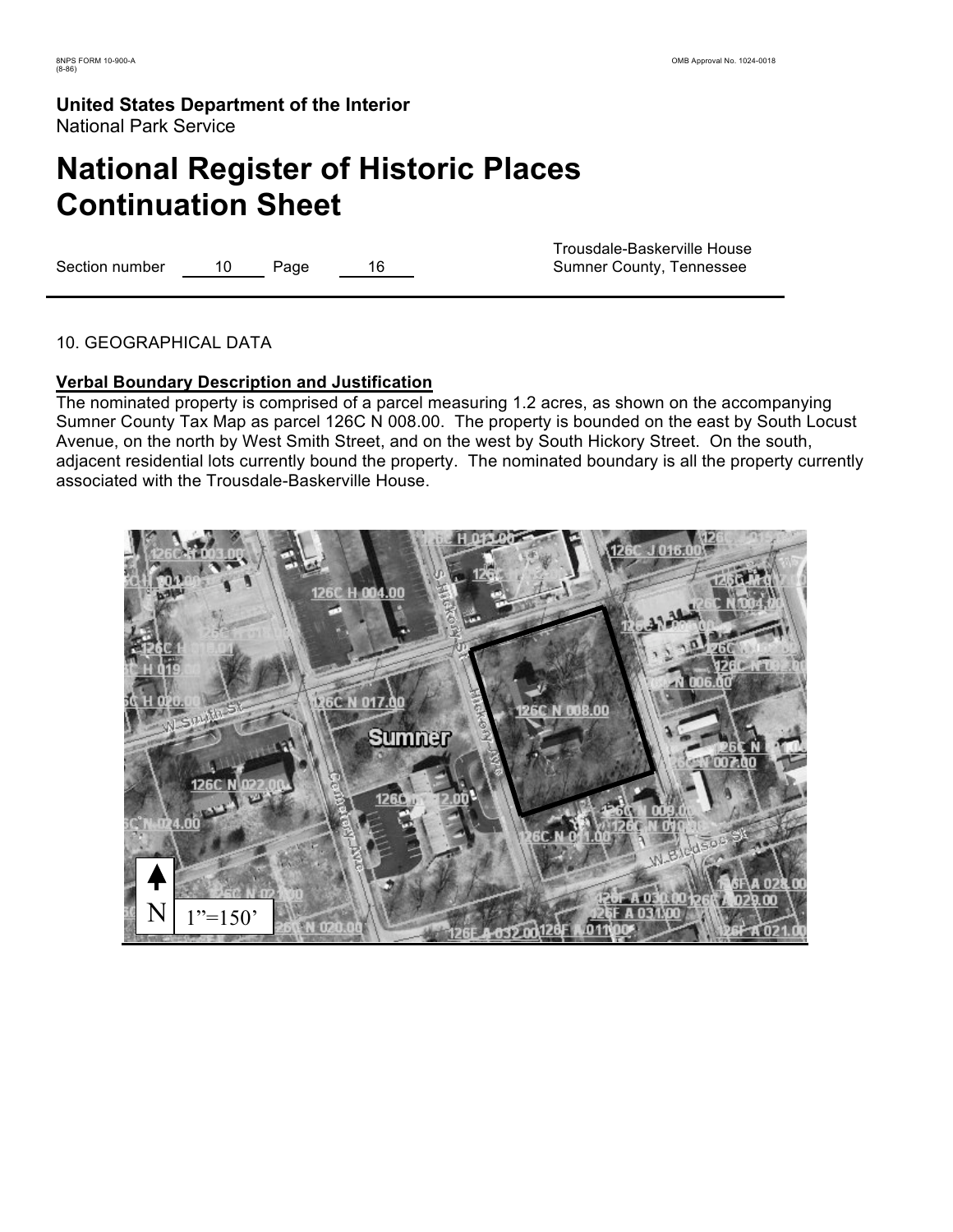10. GEOGRAPHICAL DATA

**Verbal Boundary Description and Justification**

The nominated property is comprised of a parcel measuring 1.2 acres, as shown on the accompanying Sumner County Tax Map as parcel 126C N 008.00. The property is bounded on the east by South Locust Avenue, on the north by West Smith Street, and on the west by South Hickory Street. On the south, adjacent residential lots currently bound the property. The nominated boundary is all the property currently associated with the Trousdale-Baskerville House.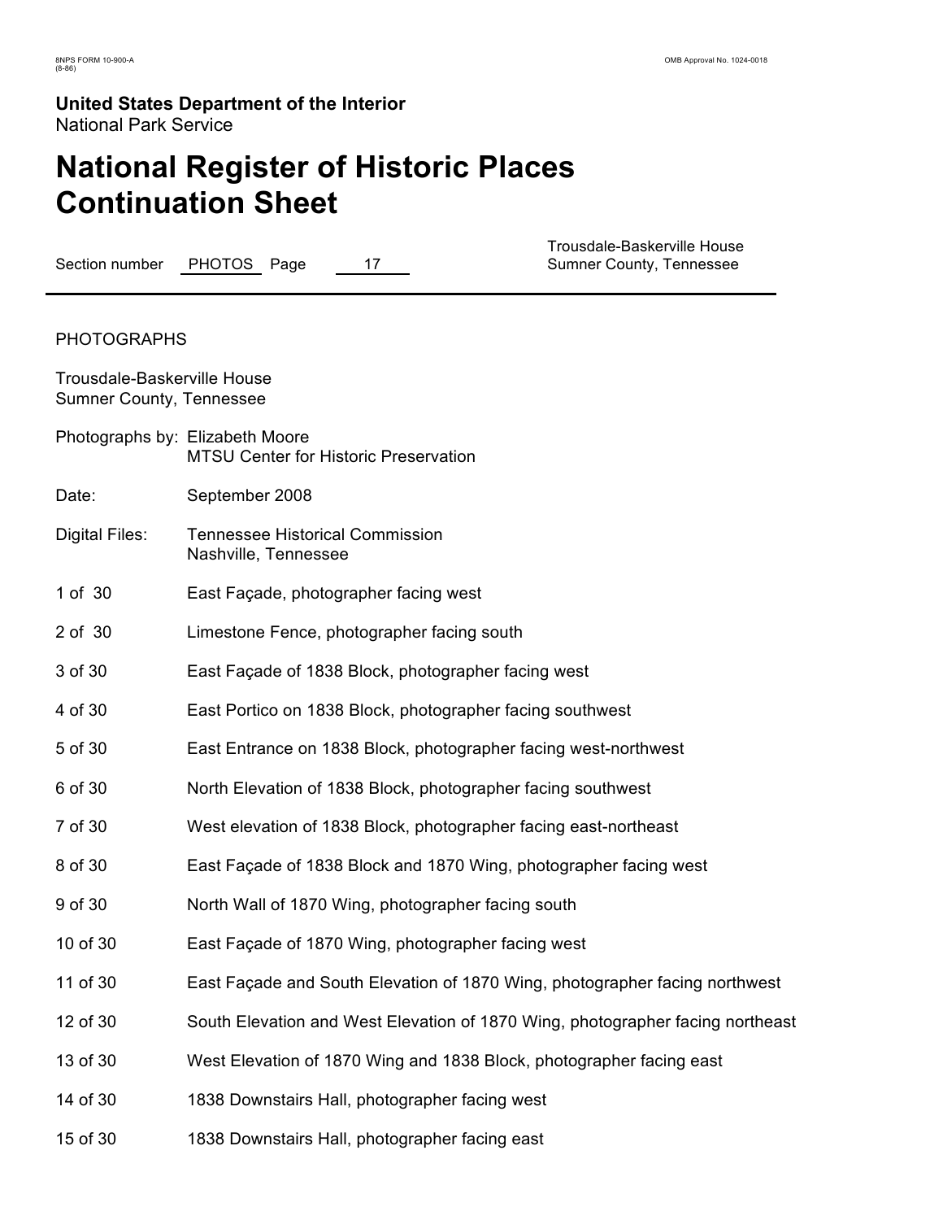**United States Department of the Interior**
National Park Service

# National Register of Historic Places Continuation Sheet

Section number PHOTOS Page 17

Trousdale-Baskerville House
Sumner County, Tennessee

PHOTOGRAPHS

Trousdale-Baskerville House
Sumner County, Tennessee

| | |
|---|---|
| Photographs by: | Elizabeth Moore<br>MTSU Center for Historic Preservation |
| Date: | September 2008 |
| Digital Files: | Tennessee Historical Commission<br>Nashville, Tennessee |
| 1 of 30 | East Façade, photographer facing west |
| 2 of 30 | Limestone Fence, photographer facing south |
| 3 of 30 | East Façade of 1838 Block, photographer facing west |
| 4 of 30 | East Portico on 1838 Block, photographer facing southwest |
| 5 of 30 | East Entrance on 1838 Block, photographer facing west-northwest |
| 6 of 30 | North Elevation of 1838 Block, photographer facing southwest |
| 7 of 30 | West elevation of 1838 Block, photographer facing east-northeast |
| 8 of 30 | East Façade of 1838 Block and 1870 Wing, photographer facing west |
| 9 of 30 | North Wall of 1870 Wing, photographer facing south |
| 10 of 30 | East Façade of 1870 Wing, photographer facing west |
| 11 of 30 | East Façade and South Elevation of 1870 Wing, photographer facing northwest |
| 12 of 30 | South Elevation and West Elevation of 1870 Wing, photographer facing northeast |
| 13 of 30 | West Elevation of 1870 Wing and 1838 Block, photographer facing east |
| 14 of 30 | 1838 Downstairs Hall, photographer facing west |
| 15 of 30 | 1838 Downstairs Hall, photographer facing east |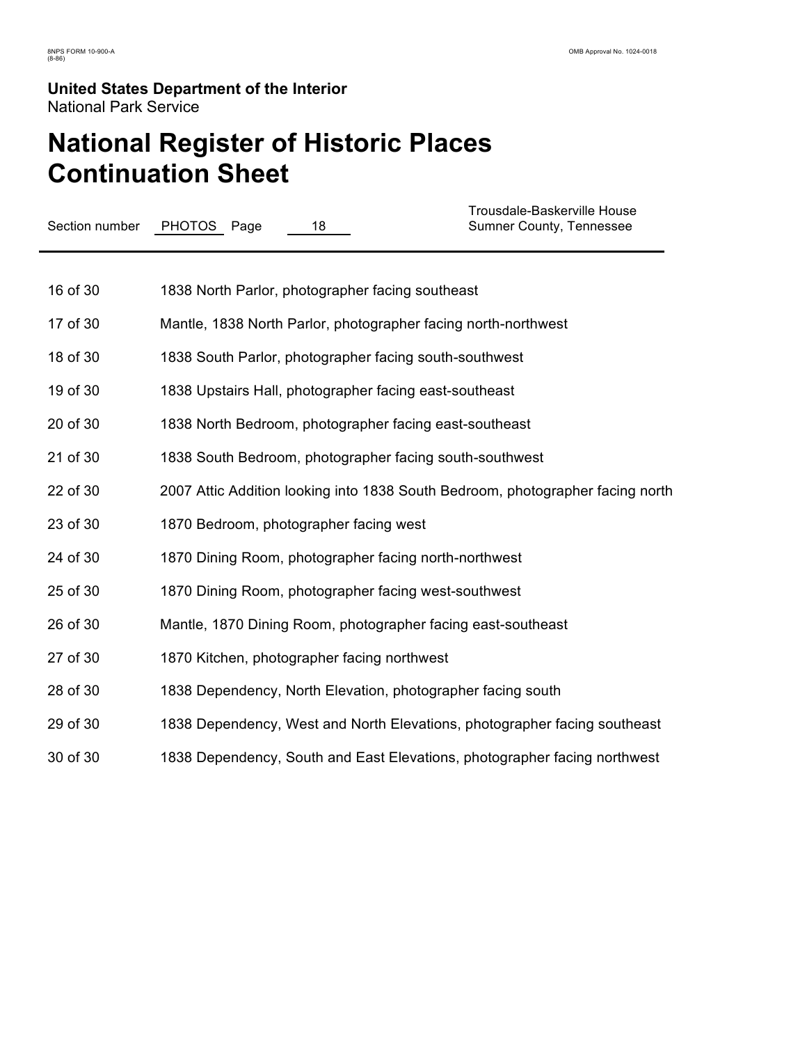# United States Department of the Interior
National Park Service

# National Register of Historic Places Continuation Sheet

Section number PHOTOS Page 18

Trousdale-Baskerville House
Sumner County, Tennessee

| | |
|---|---|
| 16 of 30 | 1838 North Parlor, photographer facing southeast |
| 17 of 30 | Mantle, 1838 North Parlor, photographer facing north-northwest |
| 18 of 30 | 1838 South Parlor, photographer facing south-southwest |
| 19 of 30 | 1838 Upstairs Hall, photographer facing east-southeast |
| 20 of 30 | 1838 North Bedroom, photographer facing east-southeast |
| 21 of 30 | 1838 South Bedroom, photographer facing south-southwest |
| 22 of 30 | 2007 Attic Addition looking into 1838 South Bedroom, photographer facing north |
| 23 of 30 | 1870 Bedroom, photographer facing west |
| 24 of 30 | 1870 Dining Room, photographer facing north-northwest |
| 25 of 30 | 1870 Dining Room, photographer facing west-southwest |
| 26 of 30 | Mantle, 1870 Dining Room, photographer facing east-southeast |
| 27 of 30 | 1870 Kitchen, photographer facing northwest |
| 28 of 30 | 1838 Dependency, North Elevation, photographer facing south |
| 29 of 30 | 1838 Dependency, West and North Elevations, photographer facing southeast |
| 30 of 30 | 1838 Dependency, South and East Elevations, photographer facing northwest |